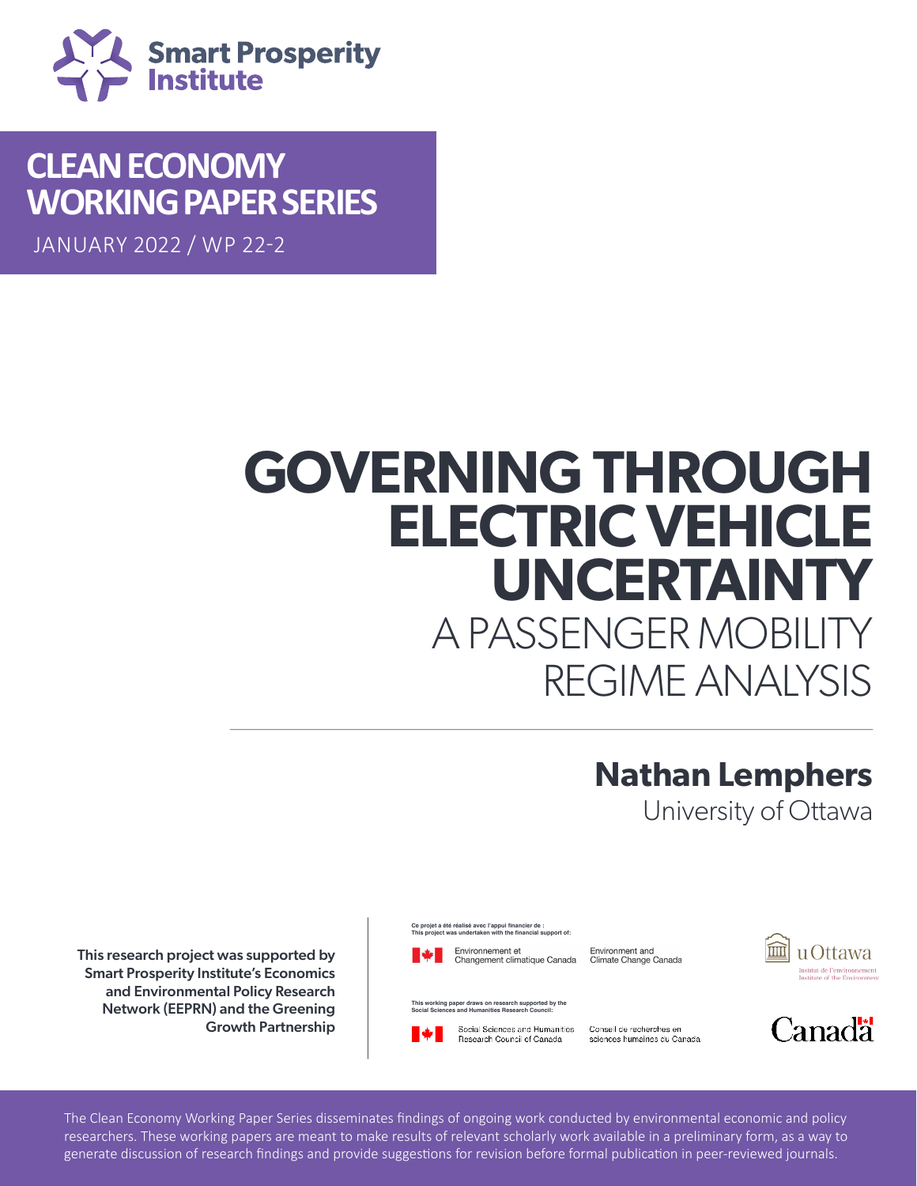Smart Prosperity Institute

**CLEAN ECONOMY WORKING PAPER SERIES**

JANUARY 2022 / WP 22-2

# GOVERNING THROUGH ELECTRIC VEHICLE UNCERTAINTY

## A PASSENGER MOBILITY REGIME ANALYSIS

**Nathan Lemphers**

University of Ottawa

**This research project was supported by Smart Prosperity Institute's Economics and Environmental Policy Research Network (EEPRN) and the Greening Growth Partnership**

Ce projet a été réalisé avec l'appui financier de :
This project was undertaken with the financial support of:

Environnement et Changement climatique Canada | Environment and Climate Change Canada

This working paper draws on research supported by the Social Sciences and Humanities Research Council:

Social Sciences and Humanities Research Council of Canada | Conseil de recherches en sciences humaines du Canada

uOttawa
Institut de l'environnement
Institute of the Environment

Canada

The Clean Economy Working Paper Series disseminates findings of ongoing work conducted by environmental economic and policy researchers. These working papers are meant to make results of relevant scholarly work available in a preliminary form, as a way to generate discussion of research findings and provide suggestions for revision before formal publication in peer-reviewed journals.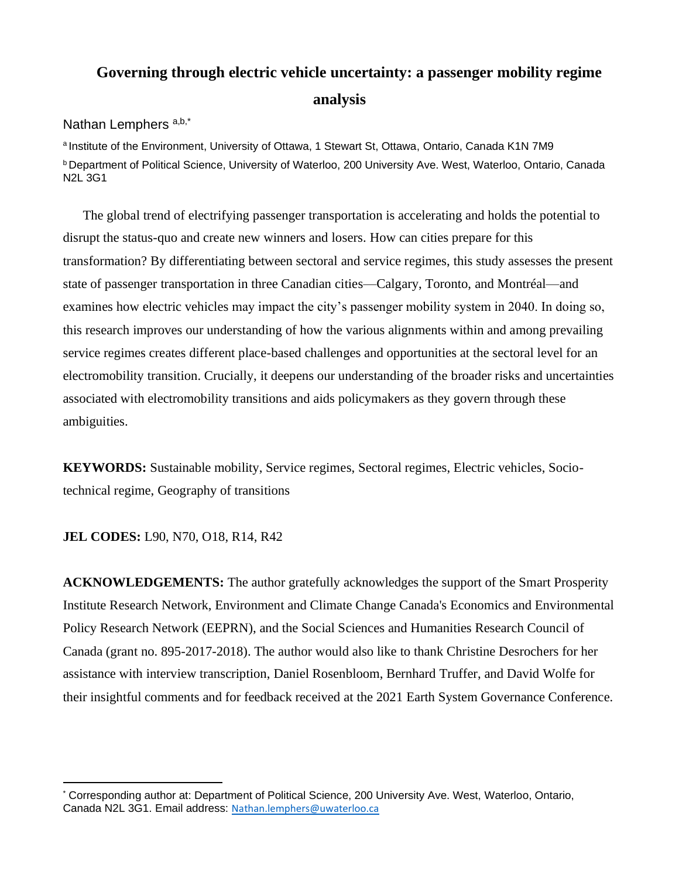# Governing through electric vehicle uncertainty: a passenger mobility regime analysis

Nathan Lemphers [a,b,*]

[a] Institute of the Environment, University of Ottawa, 1 Stewart St, Ottawa, Ontario, Canada K1N 7M9

[b] Department of Political Science, University of Waterloo, 200 University Ave. West, Waterloo, Ontario, Canada N2L 3G1

The global trend of electrifying passenger transportation is accelerating and holds the potential to disrupt the status-quo and create new winners and losers. How can cities prepare for this transformation? By differentiating between sectoral and service regimes, this study assesses the present state of passenger transportation in three Canadian cities—Calgary, Toronto, and Montréal—and examines how electric vehicles may impact the city's passenger mobility system in 2040. In doing so, this research improves our understanding of how the various alignments within and among prevailing service regimes creates different place-based challenges and opportunities at the sectoral level for an electromobility transition. Crucially, it deepens our understanding of the broader risks and uncertainties associated with electromobility transitions and aids policymakers as they govern through these ambiguities.

**KEYWORDS:** Sustainable mobility, Service regimes, Sectoral regimes, Electric vehicles, Socio-technical regime, Geography of transitions

**JEL CODES:** L90, N70, O18, R14, R42

**ACKNOWLEDGEMENTS:** The author gratefully acknowledges the support of the Smart Prosperity Institute Research Network, Environment and Climate Change Canada's Economics and Environmental Policy Research Network (EEPRN), and the Social Sciences and Humanities Research Council of Canada (grant no. 895-2017-2018). The author would also like to thank Christine Desrochers for her assistance with interview transcription, Daniel Rosenbloom, Bernhard Truffer, and David Wolfe for their insightful comments and for feedback received at the 2021 Earth System Governance Conference.

---

[*] Corresponding author at: Department of Political Science, 200 University Ave. West, Waterloo, Ontario, Canada N2L 3G1. Email address: Nathan.lemphers@uwaterloo.ca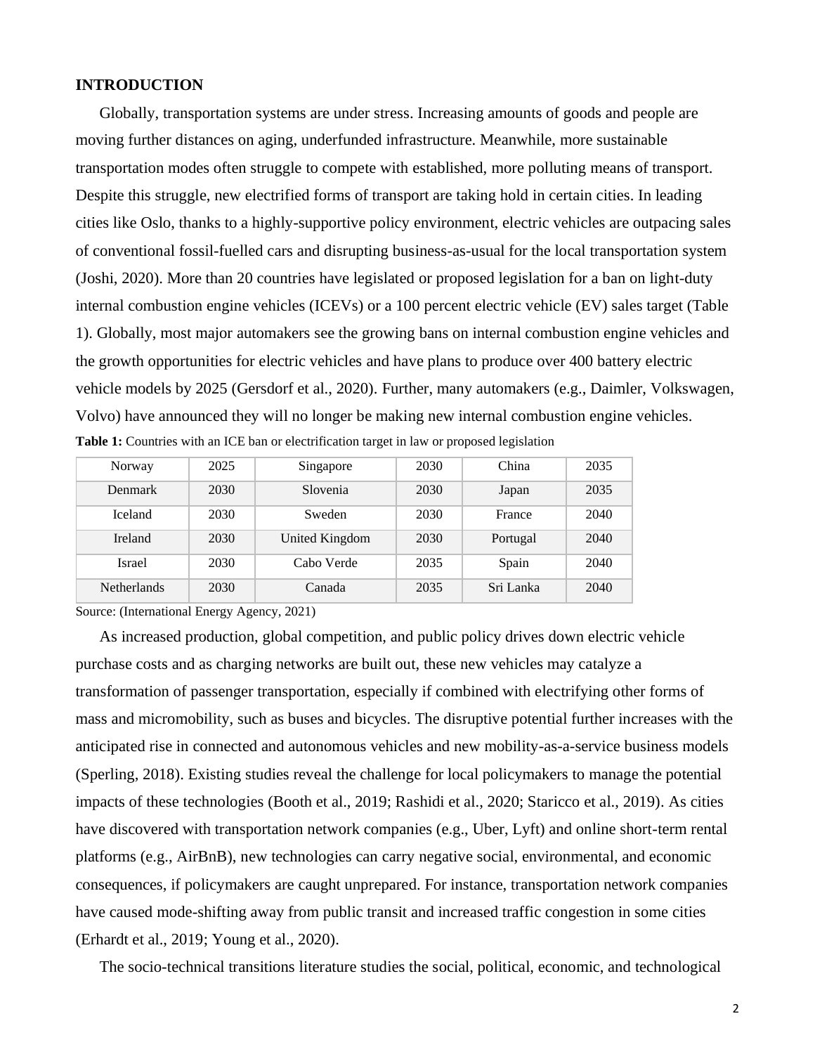## INTRODUCTION

Globally, transportation systems are under stress. Increasing amounts of goods and people are moving further distances on aging, underfunded infrastructure. Meanwhile, more sustainable transportation modes often struggle to compete with established, more polluting means of transport. Despite this struggle, new electrified forms of transport are taking hold in certain cities. In leading cities like Oslo, thanks to a highly-supportive policy environment, electric vehicles are outpacing sales of conventional fossil-fuelled cars and disrupting business-as-usual for the local transportation system (Joshi, 2020). More than 20 countries have legislated or proposed legislation for a ban on light-duty internal combustion engine vehicles (ICEVs) or a 100 percent electric vehicle (EV) sales target (Table 1). Globally, most major automakers see the growing bans on internal combustion engine vehicles and the growth opportunities for electric vehicles and have plans to produce over 400 battery electric vehicle models by 2025 (Gersdorf et al., 2020). Further, many automakers (e.g., Daimler, Volkswagen, Volvo) have announced they will no longer be making new internal combustion engine vehicles.

**Table 1:** Countries with an ICE ban or electrification target in law or proposed legislation

| | | | | | |
|---|---|---|---|---|---|
| Norway | 2025 | Singapore | 2030 | China | 2035 |
| Denmark | 2030 | Slovenia | 2030 | Japan | 2035 |
| Iceland | 2030 | Sweden | 2030 | France | 2040 |
| Ireland | 2030 | United Kingdom | 2030 | Portugal | 2040 |
| Israel | 2030 | Cabo Verde | 2035 | Spain | 2040 |
| Netherlands | 2030 | Canada | 2035 | Sri Lanka | 2040 |

Source: (International Energy Agency, 2021)

As increased production, global competition, and public policy drives down electric vehicle purchase costs and as charging networks are built out, these new vehicles may catalyze a transformation of passenger transportation, especially if combined with electrifying other forms of mass and micromobility, such as buses and bicycles. The disruptive potential further increases with the anticipated rise in connected and autonomous vehicles and new mobility-as-a-service business models (Sperling, 2018). Existing studies reveal the challenge for local policymakers to manage the potential impacts of these technologies (Booth et al., 2019; Rashidi et al., 2020; Staricco et al., 2019). As cities have discovered with transportation network companies (e.g., Uber, Lyft) and online short-term rental platforms (e.g., AirBnB), new technologies can carry negative social, environmental, and economic consequences, if policymakers are caught unprepared. For instance, transportation network companies have caused mode-shifting away from public transit and increased traffic congestion in some cities (Erhardt et al., 2019; Young et al., 2020).

The socio-technical transitions literature studies the social, political, economic, and technological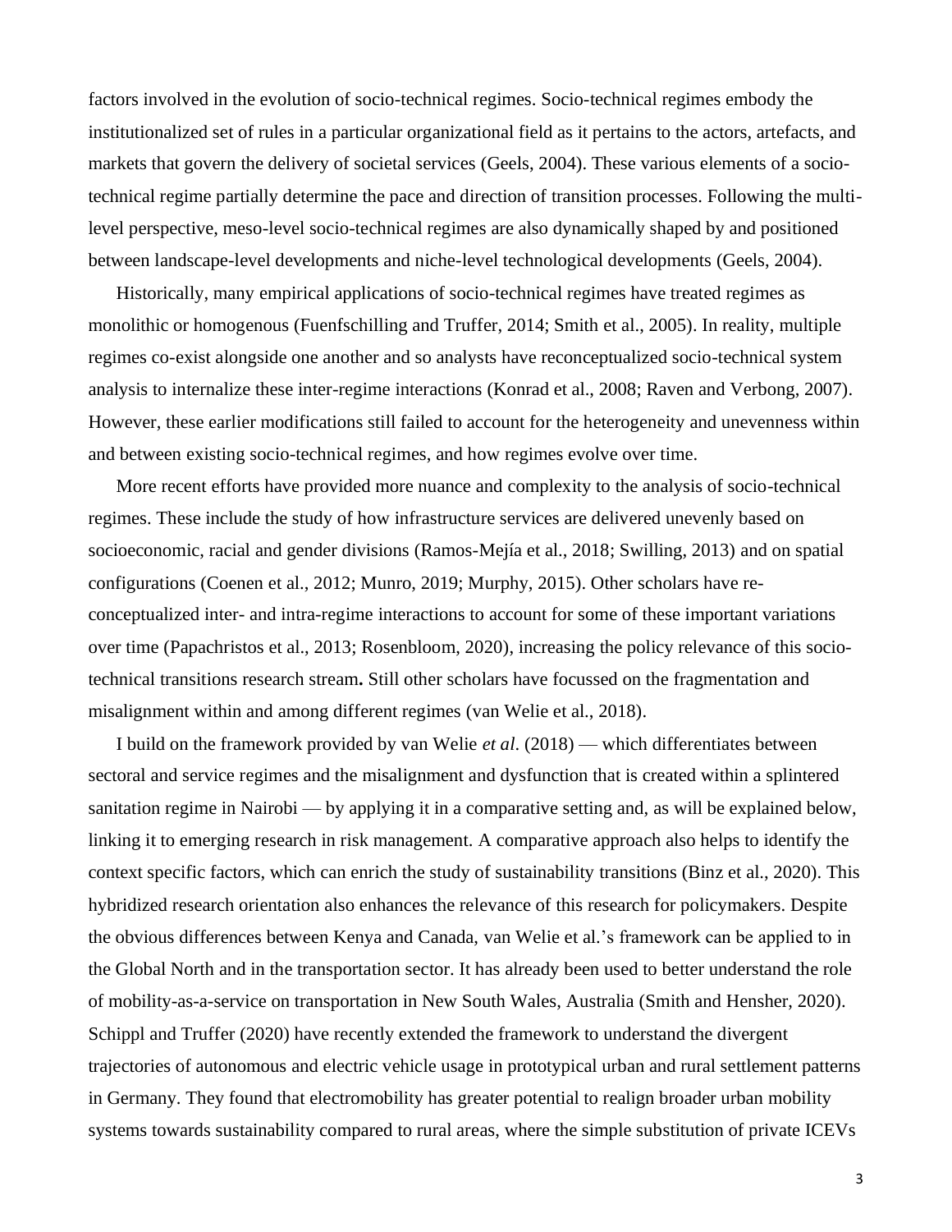factors involved in the evolution of socio-technical regimes. Socio-technical regimes embody the institutionalized set of rules in a particular organizational field as it pertains to the actors, artefacts, and markets that govern the delivery of societal services (Geels, 2004). These various elements of a socio-technical regime partially determine the pace and direction of transition processes. Following the multi-level perspective, meso-level socio-technical regimes are also dynamically shaped by and positioned between landscape-level developments and niche-level technological developments (Geels, 2004).

Historically, many empirical applications of socio-technical regimes have treated regimes as monolithic or homogenous (Fuenfschilling and Truffer, 2014; Smith et al., 2005). In reality, multiple regimes co-exist alongside one another and so analysts have reconceptualized socio-technical system analysis to internalize these inter-regime interactions (Konrad et al., 2008; Raven and Verbong, 2007). However, these earlier modifications still failed to account for the heterogeneity and unevenness within and between existing socio-technical regimes, and how regimes evolve over time.

More recent efforts have provided more nuance and complexity to the analysis of socio-technical regimes. These include the study of how infrastructure services are delivered unevenly based on socioeconomic, racial and gender divisions (Ramos-Mejía et al., 2018; Swilling, 2013) and on spatial configurations (Coenen et al., 2012; Munro, 2019; Murphy, 2015). Other scholars have re-conceptualized inter- and intra-regime interactions to account for some of these important variations over time (Papachristos et al., 2013; Rosenbloom, 2020), increasing the policy relevance of this socio-technical transitions research stream**.** Still other scholars have focussed on the fragmentation and misalignment within and among different regimes (van Welie et al., 2018).

I build on the framework provided by van Welie *et al.* (2018) — which differentiates between sectoral and service regimes and the misalignment and dysfunction that is created within a splintered sanitation regime in Nairobi — by applying it in a comparative setting and, as will be explained below, linking it to emerging research in risk management. A comparative approach also helps to identify the context specific factors, which can enrich the study of sustainability transitions (Binz et al., 2020). This hybridized research orientation also enhances the relevance of this research for policymakers. Despite the obvious differences between Kenya and Canada, van Welie et al.'s framework can be applied to in the Global North and in the transportation sector. It has already been used to better understand the role of mobility-as-a-service on transportation in New South Wales, Australia (Smith and Hensher, 2020). Schippl and Truffer (2020) have recently extended the framework to understand the divergent trajectories of autonomous and electric vehicle usage in prototypical urban and rural settlement patterns in Germany. They found that electromobility has greater potential to realign broader urban mobility systems towards sustainability compared to rural areas, where the simple substitution of private ICEVs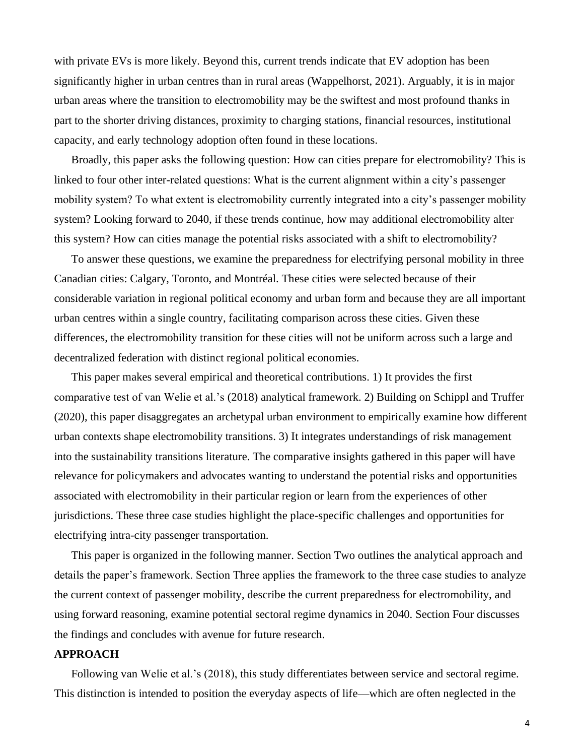with private EVs is more likely. Beyond this, current trends indicate that EV adoption has been significantly higher in urban centres than in rural areas (Wappelhorst, 2021). Arguably, it is in major urban areas where the transition to electromobility may be the swiftest and most profound thanks in part to the shorter driving distances, proximity to charging stations, financial resources, institutional capacity, and early technology adoption often found in these locations.

Broadly, this paper asks the following question: How can cities prepare for electromobility? This is linked to four other inter-related questions: What is the current alignment within a city's passenger mobility system? To what extent is electromobility currently integrated into a city's passenger mobility system? Looking forward to 2040, if these trends continue, how may additional electromobility alter this system? How can cities manage the potential risks associated with a shift to electromobility?

To answer these questions, we examine the preparedness for electrifying personal mobility in three Canadian cities: Calgary, Toronto, and Montréal. These cities were selected because of their considerable variation in regional political economy and urban form and because they are all important urban centres within a single country, facilitating comparison across these cities. Given these differences, the electromobility transition for these cities will not be uniform across such a large and decentralized federation with distinct regional political economies.

This paper makes several empirical and theoretical contributions. 1) It provides the first comparative test of van Welie et al.'s (2018) analytical framework. 2) Building on Schippl and Truffer (2020), this paper disaggregates an archetypal urban environment to empirically examine how different urban contexts shape electromobility transitions. 3) It integrates understandings of risk management into the sustainability transitions literature. The comparative insights gathered in this paper will have relevance for policymakers and advocates wanting to understand the potential risks and opportunities associated with electromobility in their particular region or learn from the experiences of other jurisdictions. These three case studies highlight the place-specific challenges and opportunities for electrifying intra-city passenger transportation.

This paper is organized in the following manner. Section Two outlines the analytical approach and details the paper's framework. Section Three applies the framework to the three case studies to analyze the current context of passenger mobility, describe the current preparedness for electromobility, and using forward reasoning, examine potential sectoral regime dynamics in 2040. Section Four discusses the findings and concludes with avenue for future research.

## APPROACH

Following van Welie et al.'s (2018), this study differentiates between service and sectoral regime. This distinction is intended to position the everyday aspects of life—which are often neglected in the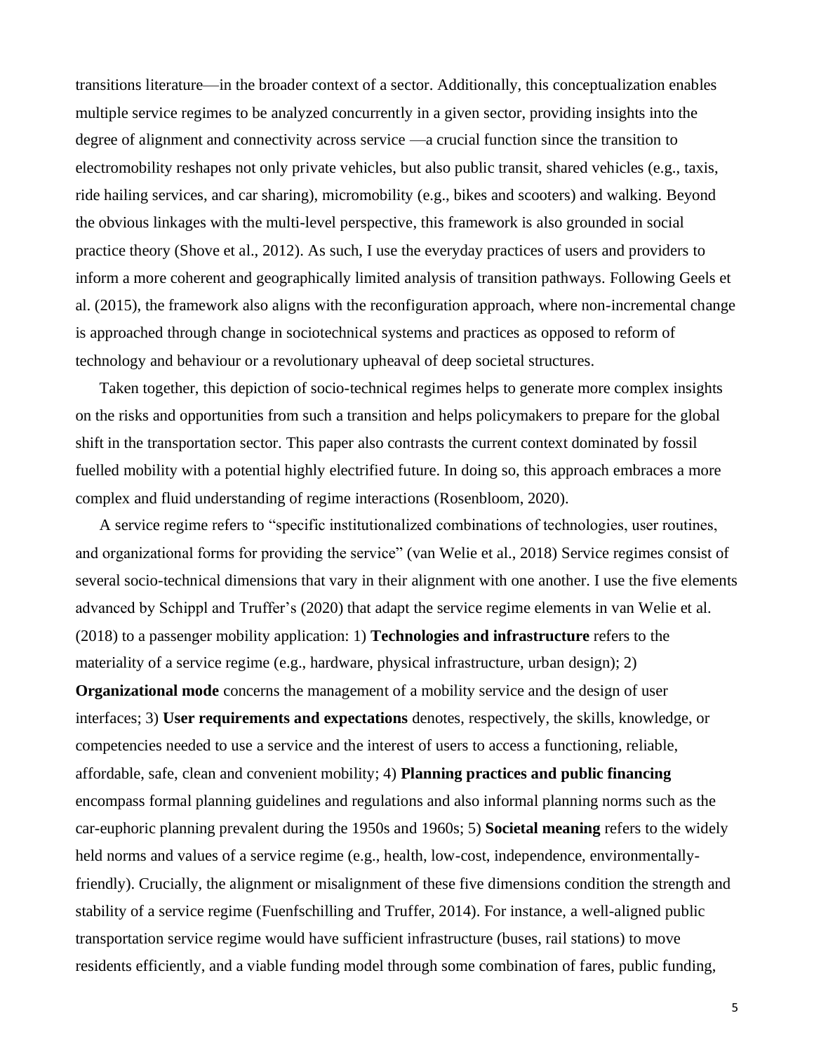transitions literature—in the broader context of a sector. Additionally, this conceptualization enables multiple service regimes to be analyzed concurrently in a given sector, providing insights into the degree of alignment and connectivity across service —a crucial function since the transition to electromobility reshapes not only private vehicles, but also public transit, shared vehicles (e.g., taxis, ride hailing services, and car sharing), micromobility (e.g., bikes and scooters) and walking. Beyond the obvious linkages with the multi-level perspective, this framework is also grounded in social practice theory (Shove et al., 2012). As such, I use the everyday practices of users and providers to inform a more coherent and geographically limited analysis of transition pathways. Following Geels et al. (2015), the framework also aligns with the reconfiguration approach, where non-incremental change is approached through change in sociotechnical systems and practices as opposed to reform of technology and behaviour or a revolutionary upheaval of deep societal structures.

Taken together, this depiction of socio-technical regimes helps to generate more complex insights on the risks and opportunities from such a transition and helps policymakers to prepare for the global shift in the transportation sector. This paper also contrasts the current context dominated by fossil fuelled mobility with a potential highly electrified future. In doing so, this approach embraces a more complex and fluid understanding of regime interactions (Rosenbloom, 2020).

A service regime refers to "specific institutionalized combinations of technologies, user routines, and organizational forms for providing the service" (van Welie et al., 2018) Service regimes consist of several socio-technical dimensions that vary in their alignment with one another. I use the five elements advanced by Schippl and Truffer's (2020) that adapt the service regime elements in van Welie et al. (2018) to a passenger mobility application: 1) **Technologies and infrastructure** refers to the materiality of a service regime (e.g., hardware, physical infrastructure, urban design); 2) **Organizational mode** concerns the management of a mobility service and the design of user interfaces; 3) **User requirements and expectations** denotes, respectively, the skills, knowledge, or competencies needed to use a service and the interest of users to access a functioning, reliable, affordable, safe, clean and convenient mobility; 4) **Planning practices and public financing** encompass formal planning guidelines and regulations and also informal planning norms such as the car-euphoric planning prevalent during the 1950s and 1960s; 5) **Societal meaning** refers to the widely held norms and values of a service regime (e.g., health, low-cost, independence, environmentally-friendly). Crucially, the alignment or misalignment of these five dimensions condition the strength and stability of a service regime (Fuenfschilling and Truffer, 2014). For instance, a well-aligned public transportation service regime would have sufficient infrastructure (buses, rail stations) to move residents efficiently, and a viable funding model through some combination of fares, public funding,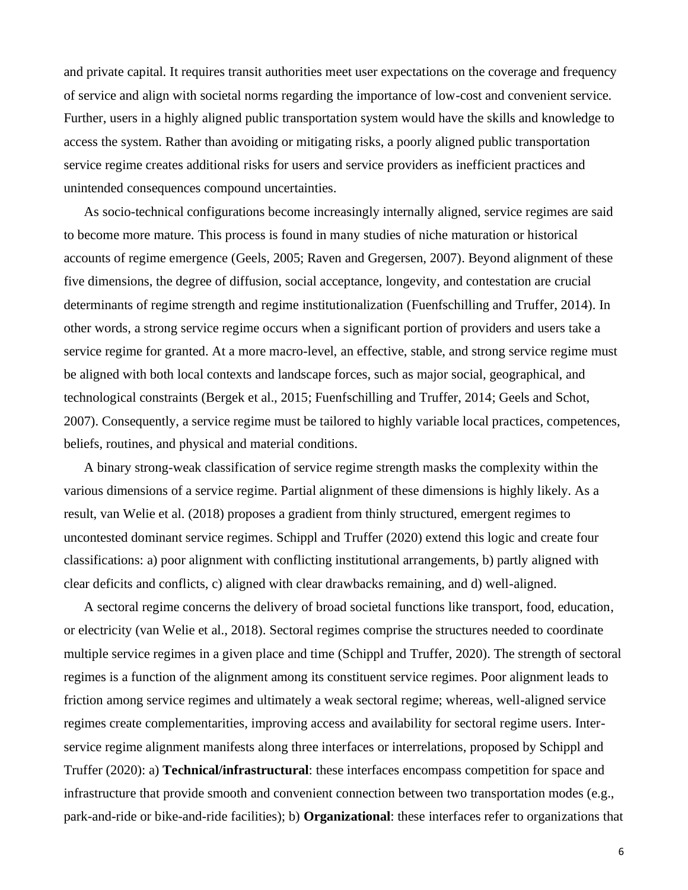and private capital. It requires transit authorities meet user expectations on the coverage and frequency of service and align with societal norms regarding the importance of low-cost and convenient service. Further, users in a highly aligned public transportation system would have the skills and knowledge to access the system. Rather than avoiding or mitigating risks, a poorly aligned public transportation service regime creates additional risks for users and service providers as inefficient practices and unintended consequences compound uncertainties.

As socio-technical configurations become increasingly internally aligned, service regimes are said to become more mature. This process is found in many studies of niche maturation or historical accounts of regime emergence (Geels, 2005; Raven and Gregersen, 2007). Beyond alignment of these five dimensions, the degree of diffusion, social acceptance, longevity, and contestation are crucial determinants of regime strength and regime institutionalization (Fuenfschilling and Truffer, 2014). In other words, a strong service regime occurs when a significant portion of providers and users take a service regime for granted. At a more macro-level, an effective, stable, and strong service regime must be aligned with both local contexts and landscape forces, such as major social, geographical, and technological constraints (Bergek et al., 2015; Fuenfschilling and Truffer, 2014; Geels and Schot, 2007). Consequently, a service regime must be tailored to highly variable local practices, competences, beliefs, routines, and physical and material conditions.

A binary strong-weak classification of service regime strength masks the complexity within the various dimensions of a service regime. Partial alignment of these dimensions is highly likely. As a result, van Welie et al. (2018) proposes a gradient from thinly structured, emergent regimes to uncontested dominant service regimes. Schippl and Truffer (2020) extend this logic and create four classifications: a) poor alignment with conflicting institutional arrangements, b) partly aligned with clear deficits and conflicts, c) aligned with clear drawbacks remaining, and d) well-aligned.

A sectoral regime concerns the delivery of broad societal functions like transport, food, education, or electricity (van Welie et al., 2018). Sectoral regimes comprise the structures needed to coordinate multiple service regimes in a given place and time (Schippl and Truffer, 2020). The strength of sectoral regimes is a function of the alignment among its constituent service regimes. Poor alignment leads to friction among service regimes and ultimately a weak sectoral regime; whereas, well-aligned service regimes create complementarities, improving access and availability for sectoral regime users. Inter-service regime alignment manifests along three interfaces or interrelations, proposed by Schippl and Truffer (2020): a) **Technical/infrastructural**: these interfaces encompass competition for space and infrastructure that provide smooth and convenient connection between two transportation modes (e.g., park-and-ride or bike-and-ride facilities); b) **Organizational**: these interfaces refer to organizations that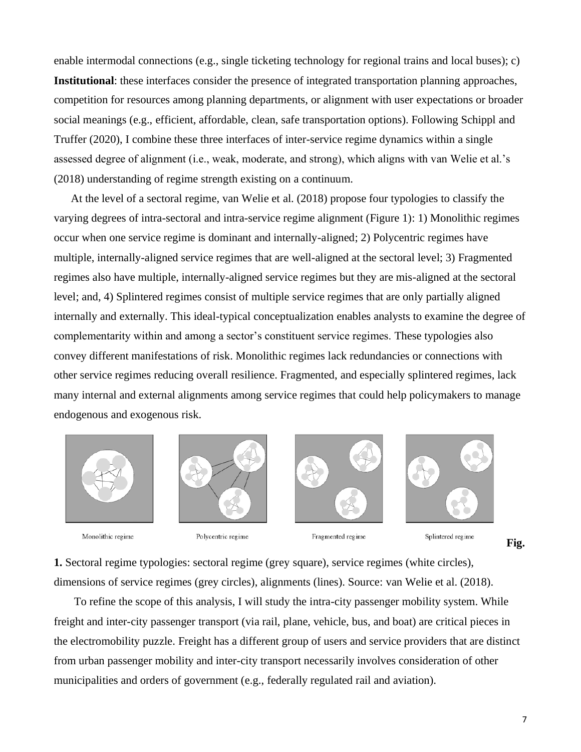enable intermodal connections (e.g., single ticketing technology for regional trains and local buses); c) **Institutional**: these interfaces consider the presence of integrated transportation planning approaches, competition for resources among planning departments, or alignment with user expectations or broader social meanings (e.g., efficient, affordable, clean, safe transportation options). Following Schippl and Truffer (2020), I combine these three interfaces of inter-service regime dynamics within a single assessed degree of alignment (i.e., weak, moderate, and strong), which aligns with van Welie et al.'s (2018) understanding of regime strength existing on a continuum.

At the level of a sectoral regime, van Welie et al. (2018) propose four typologies to classify the varying degrees of intra-sectoral and intra-service regime alignment (Figure 1): 1) Monolithic regimes occur when one service regime is dominant and internally-aligned; 2) Polycentric regimes have multiple, internally-aligned service regimes that are well-aligned at the sectoral level; 3) Fragmented regimes also have multiple, internally-aligned service regimes but they are mis-aligned at the sectoral level; and, 4) Splintered regimes consist of multiple service regimes that are only partially aligned internally and externally. This ideal-typical conceptualization enables analysts to examine the degree of complementarity within and among a sector's constituent service regimes. These typologies also convey different manifestations of risk. Monolithic regimes lack redundancies or connections with other service regimes reducing overall resilience. Fragmented, and especially splintered regimes, lack many internal and external alignments among service regimes that could help policymakers to manage endogenous and exogenous risk.

Monolithic regime    Polycentric regime    Fragmented regime    Splintered regime

**Fig. 1.** Sectoral regime typologies: sectoral regime (grey square), service regimes (white circles), dimensions of service regimes (grey circles), alignments (lines). Source: van Welie et al. (2018).

To refine the scope of this analysis, I will study the intra-city passenger mobility system. While freight and inter-city passenger transport (via rail, plane, vehicle, bus, and boat) are critical pieces in the electromobility puzzle. Freight has a different group of users and service providers that are distinct from urban passenger mobility and inter-city transport necessarily involves consideration of other municipalities and orders of government (e.g., federally regulated rail and aviation).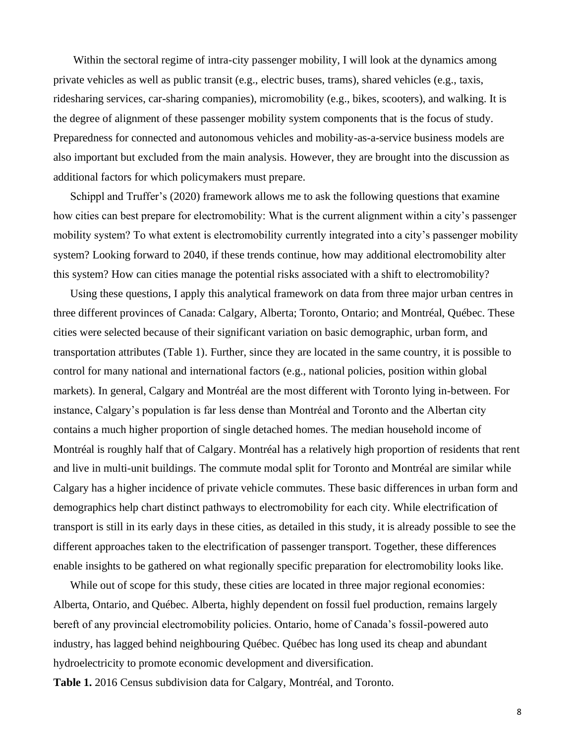Within the sectoral regime of intra-city passenger mobility, I will look at the dynamics among private vehicles as well as public transit (e.g., electric buses, trams), shared vehicles (e.g., taxis, ridesharing services, car-sharing companies), micromobility (e.g., bikes, scooters), and walking. It is the degree of alignment of these passenger mobility system components that is the focus of study. Preparedness for connected and autonomous vehicles and mobility-as-a-service business models are also important but excluded from the main analysis. However, they are brought into the discussion as additional factors for which policymakers must prepare.

Schippl and Truffer's (2020) framework allows me to ask the following questions that examine how cities can best prepare for electromobility: What is the current alignment within a city's passenger mobility system? To what extent is electromobility currently integrated into a city's passenger mobility system? Looking forward to 2040, if these trends continue, how may additional electromobility alter this system? How can cities manage the potential risks associated with a shift to electromobility?

Using these questions, I apply this analytical framework on data from three major urban centres in three different provinces of Canada: Calgary, Alberta; Toronto, Ontario; and Montréal, Québec. These cities were selected because of their significant variation on basic demographic, urban form, and transportation attributes (Table 1). Further, since they are located in the same country, it is possible to control for many national and international factors (e.g., national policies, position within global markets). In general, Calgary and Montréal are the most different with Toronto lying in-between. For instance, Calgary's population is far less dense than Montréal and Toronto and the Albertan city contains a much higher proportion of single detached homes. The median household income of Montréal is roughly half that of Calgary. Montréal has a relatively high proportion of residents that rent and live in multi-unit buildings. The commute modal split for Toronto and Montréal are similar while Calgary has a higher incidence of private vehicle commutes. These basic differences in urban form and demographics help chart distinct pathways to electromobility for each city. While electrification of transport is still in its early days in these cities, as detailed in this study, it is already possible to see the different approaches taken to the electrification of passenger transport. Together, these differences enable insights to be gathered on what regionally specific preparation for electromobility looks like.

While out of scope for this study, these cities are located in three major regional economies: Alberta, Ontario, and Québec. Alberta, highly dependent on fossil fuel production, remains largely bereft of any provincial electromobility policies. Ontario, home of Canada's fossil-powered auto industry, has lagged behind neighbouring Québec. Québec has long used its cheap and abundant hydroelectricity to promote economic development and diversification.

**Table 1.** 2016 Census subdivision data for Calgary, Montréal, and Toronto.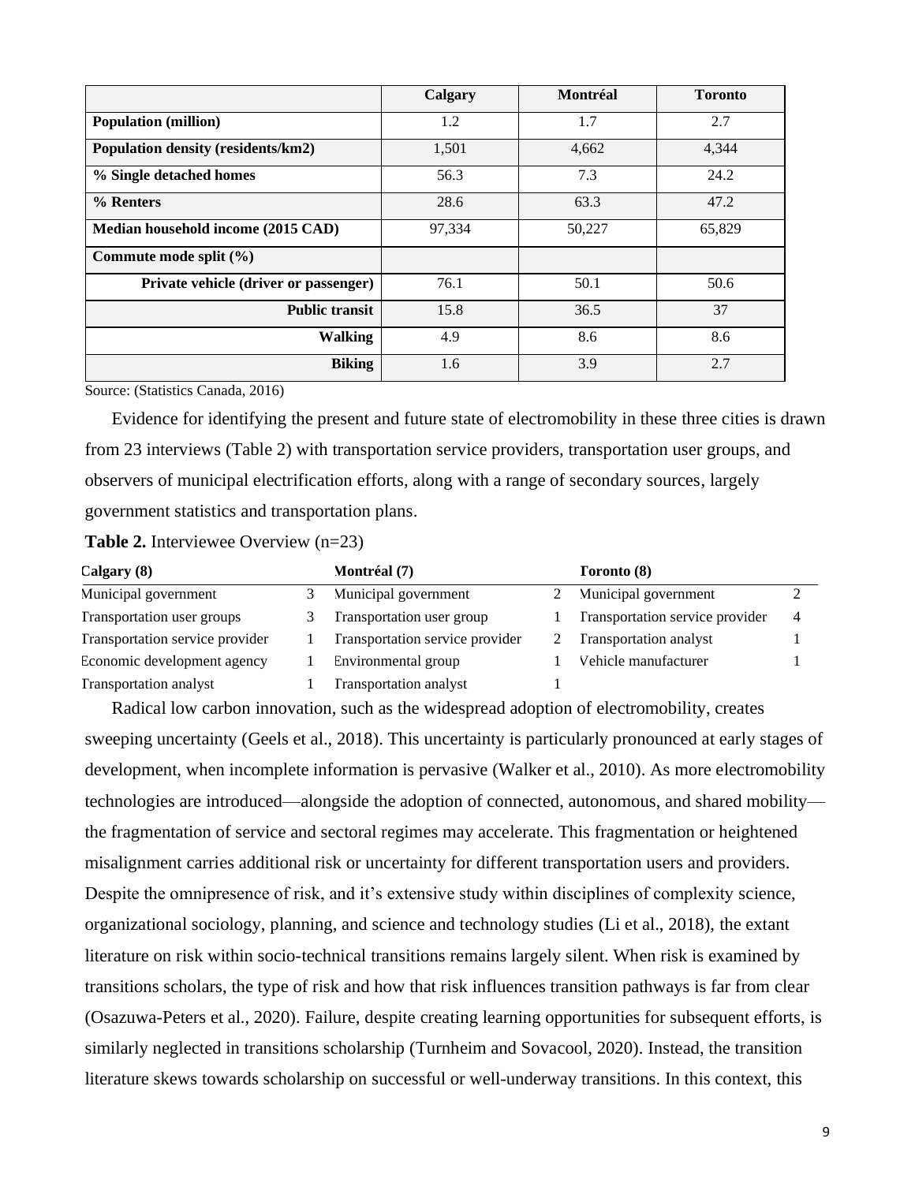| | Calgary | Montréal | Toronto |
|---|---|---|---|
| **Population (million)** | 1.2 | 1.7 | 2.7 |
| **Population density (residents/km2)** | 1,501 | 4,662 | 4,344 |
| **% Single detached homes** | 56.3 | 7.3 | 24.2 |
| **% Renters** | 28.6 | 63.3 | 47.2 |
| **Median household income (2015 CAD)** | 97,334 | 50,227 | 65,829 |
| **Commute mode split (%)** | | | |
| **Private vehicle (driver or passenger)** | 76.1 | 50.1 | 50.6 |
| **Public transit** | 15.8 | 36.5 | 37 |
| **Walking** | 4.9 | 8.6 | 8.6 |
| **Biking** | 1.6 | 3.9 | 2.7 |

Source: (Statistics Canada, 2016)

Evidence for identifying the present and future state of electromobility in these three cities is drawn from 23 interviews (Table 2) with transportation service providers, transportation user groups, and observers of municipal electrification efforts, along with a range of secondary sources, largely government statistics and transportation plans.

**Table 2.** Interviewee Overview (n=23)

| Calgary (8) | | Montréal (7) | | Toronto (8) | |
|---|---|---|---|---|---|
| Municipal government | 3 | Municipal government | 2 | Municipal government | 2 |
| Transportation user groups | 3 | Transportation user group | 1 | Transportation service provider | 4 |
| Transportation service provider | 1 | Transportation service provider | 2 | Transportation analyst | 1 |
| Economic development agency | 1 | Environmental group | 1 | Vehicle manufacturer | 1 |
| Transportation analyst | 1 | Transportation analyst | 1 | | |

Radical low carbon innovation, such as the widespread adoption of electromobility, creates sweeping uncertainty (Geels et al., 2018). This uncertainty is particularly pronounced at early stages of development, when incomplete information is pervasive (Walker et al., 2010). As more electromobility technologies are introduced—alongside the adoption of connected, autonomous, and shared mobility—the fragmentation of service and sectoral regimes may accelerate. This fragmentation or heightened misalignment carries additional risk or uncertainty for different transportation users and providers. Despite the omnipresence of risk, and it's extensive study within disciplines of complexity science, organizational sociology, planning, and science and technology studies (Li et al., 2018), the extant literature on risk within socio-technical transitions remains largely silent. When risk is examined by transitions scholars, the type of risk and how that risk influences transition pathways is far from clear (Osazuwa-Peters et al., 2020). Failure, despite creating learning opportunities for subsequent efforts, is similarly neglected in transitions scholarship (Turnheim and Sovacool, 2020). Instead, the transition literature skews towards scholarship on successful or well-underway transitions. In this context, this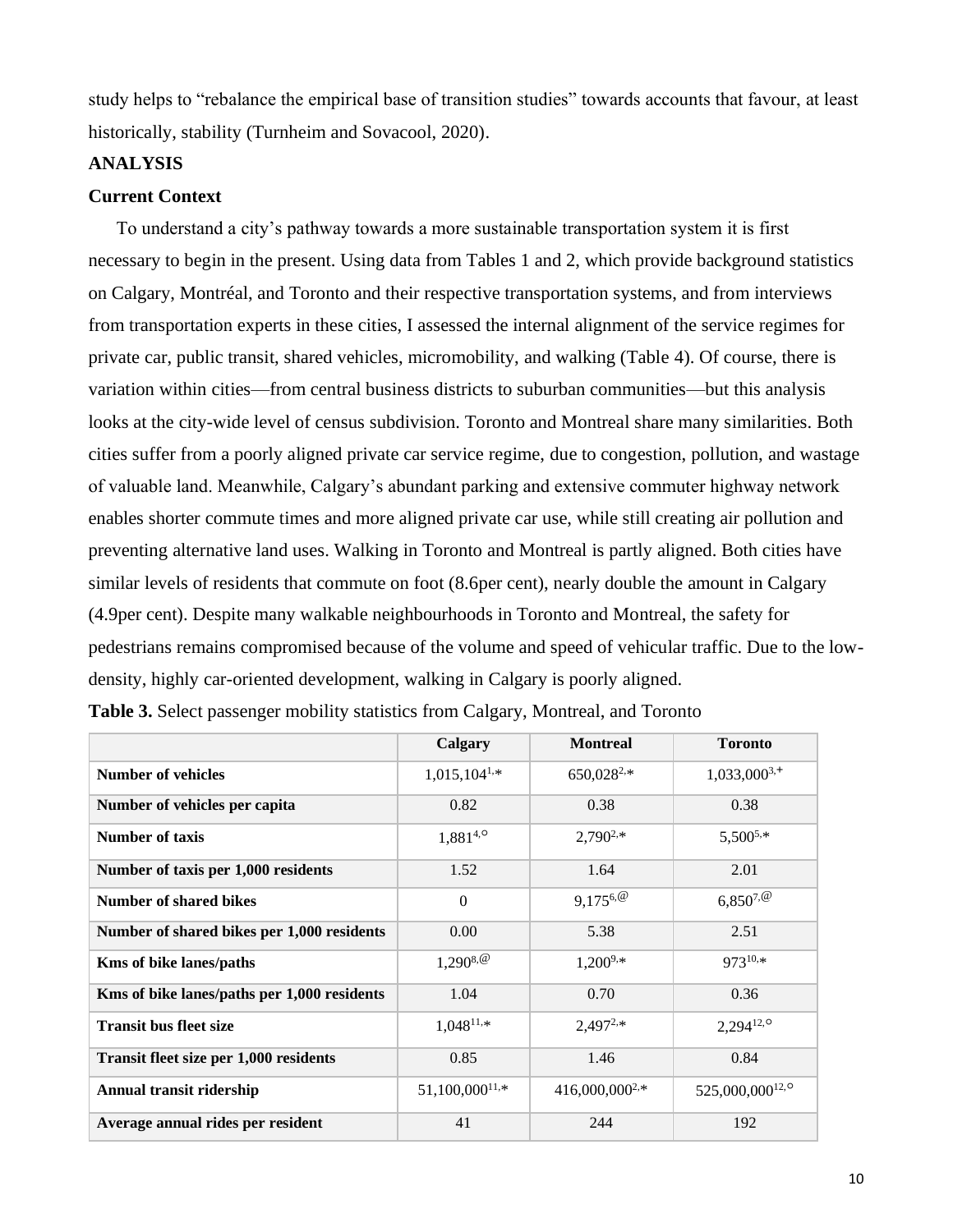study helps to "rebalance the empirical base of transition studies" towards accounts that favour, at least historically, stability (Turnheim and Sovacool, 2020).

## ANALYSIS

### Current Context

To understand a city's pathway towards a more sustainable transportation system it is first necessary to begin in the present. Using data from Tables 1 and 2, which provide background statistics on Calgary, Montréal, and Toronto and their respective transportation systems, and from interviews from transportation experts in these cities, I assessed the internal alignment of the service regimes for private car, public transit, shared vehicles, micromobility, and walking (Table 4). Of course, there is variation within cities—from central business districts to suburban communities—but this analysis looks at the city-wide level of census subdivision. Toronto and Montreal share many similarities. Both cities suffer from a poorly aligned private car service regime, due to congestion, pollution, and wastage of valuable land. Meanwhile, Calgary's abundant parking and extensive commuter highway network enables shorter commute times and more aligned private car use, while still creating air pollution and preventing alternative land uses. Walking in Toronto and Montreal is partly aligned. Both cities have similar levels of residents that commute on foot (8.6per cent), nearly double the amount in Calgary (4.9per cent). Despite many walkable neighbourhoods in Toronto and Montreal, the safety for pedestrians remains compromised because of the volume and speed of vehicular traffic. Due to the low-density, highly car-oriented development, walking in Calgary is poorly aligned.

**Table 3.** Select passenger mobility statistics from Calgary, Montreal, and Toronto

| | Calgary | Montreal | Toronto |
|---|---|---|---|
| **Number of vehicles** | 1,015,104[1,*] | 650,028[2,*] | 1,033,000[3,+] |
| **Number of vehicles per capita** | 0.82 | 0.38 | 0.38 |
| **Number of taxis** | 1,881[4,○] | 2,790[2,*] | 5,500[5,*] |
| **Number of taxis per 1,000 residents** | 1.52 | 1.64 | 2.01 |
| **Number of shared bikes** | 0 | 9,175[6,@] | 6,850[7,@] |
| **Number of shared bikes per 1,000 residents** | 0.00 | 5.38 | 2.51 |
| **Kms of bike lanes/paths** | 1,290[8,@] | 1,200[9,*] | 973[10,*] |
| **Kms of bike lanes/paths per 1,000 residents** | 1.04 | 0.70 | 0.36 |
| **Transit bus fleet size** | 1,048[11,*] | 2,497[2,*] | 2,294[12,○] |
| **Transit fleet size per 1,000 residents** | 0.85 | 1.46 | 0.84 |
| **Annual transit ridership** | 51,100,000[11,*] | 416,000,000[2,*] | 525,000,000[12,○] |
| **Average annual rides per resident** | 41 | 244 | 192 |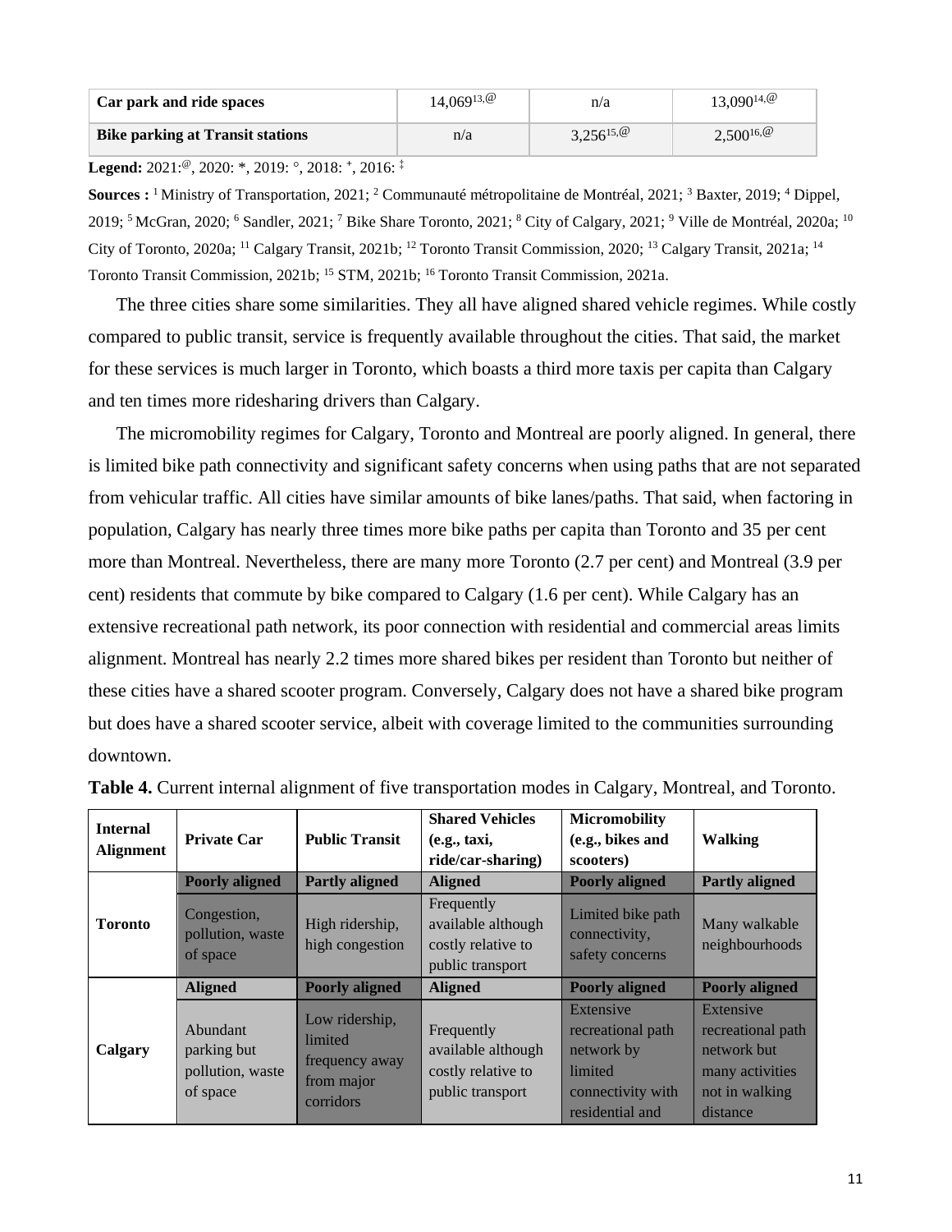| Car park and ride spaces | 14,069[13,@] | n/a | 13,090[14,@] |
|---|---|---|---|
| Bike parking at Transit stations | n/a | 3,256[15,@] | 2,500[16,@] |

**Legend:** 2021:[@], 2020: *, 2019: °, 2018: ⁺, 2016: ‡

**Sources :** [1] Ministry of Transportation, 2021; [2] Communauté métropolitaine de Montréal, 2021; [3] Baxter, 2019; [4] Dippel, 2019; [5] McGran, 2020; [6] Sandler, 2021; [7] Bike Share Toronto, 2021; [8] City of Calgary, 2021; [9] Ville de Montréal, 2020a; [10] City of Toronto, 2020a; [11] Calgary Transit, 2021b; [12] Toronto Transit Commission, 2020; [13] Calgary Transit, 2021a; [14] Toronto Transit Commission, 2021b; [15] STM, 2021b; [16] Toronto Transit Commission, 2021a.

The three cities share some similarities. They all have aligned shared vehicle regimes. While costly compared to public transit, service is frequently available throughout the cities. That said, the market for these services is much larger in Toronto, which boasts a third more taxis per capita than Calgary and ten times more ridesharing drivers than Calgary.

The micromobility regimes for Calgary, Toronto and Montreal are poorly aligned. In general, there is limited bike path connectivity and significant safety concerns when using paths that are not separated from vehicular traffic. All cities have similar amounts of bike lanes/paths. That said, when factoring in population, Calgary has nearly three times more bike paths per capita than Toronto and 35 per cent more than Montreal. Nevertheless, there are many more Toronto (2.7 per cent) and Montreal (3.9 per cent) residents that commute by bike compared to Calgary (1.6 per cent). While Calgary has an extensive recreational path network, its poor connection with residential and commercial areas limits alignment. Montreal has nearly 2.2 times more shared bikes per resident than Toronto but neither of these cities have a shared scooter program. Conversely, Calgary does not have a shared bike program but does have a shared scooter service, albeit with coverage limited to the communities surrounding downtown.

**Table 4.** Current internal alignment of five transportation modes in Calgary, Montreal, and Toronto.

| Internal Alignment | Private Car | Public Transit | Shared Vehicles (e.g., taxi, ride/car-sharing) | Micromobility (e.g., bikes and scooters) | Walking |
|---|---|---|---|---|---|
| Toronto | **Poorly aligned** | **Partly aligned** | **Aligned** | **Poorly aligned** | **Partly aligned** |
| | Congestion, pollution, waste of space | High ridership, high congestion | Frequently available although costly relative to public transport | Limited bike path connectivity, safety concerns | Many walkable neighbourhoods |
| Calgary | **Aligned** | **Poorly aligned** | **Aligned** | **Poorly aligned** | **Poorly aligned** |
| | Abundant parking but pollution, waste of space | Low ridership, limited frequency away from major corridors | Frequently available although costly relative to public transport | Extensive recreational path network by limited connectivity with residential and | Extensive recreational path network but many activities not in walking distance |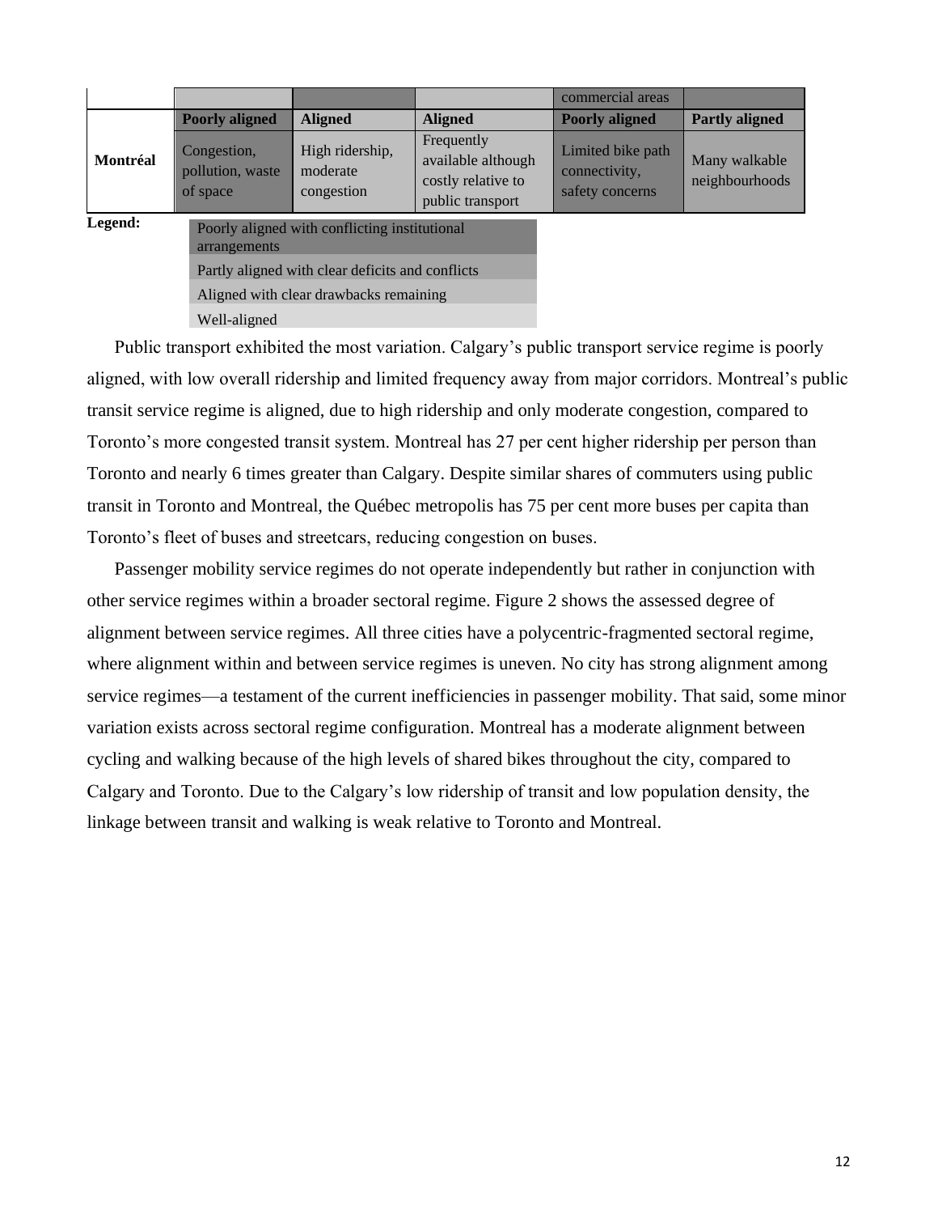| | | | | commercial areas | |
|---|---|---|---|---|---|
| **Montréal** | **Poorly aligned** Congestion, pollution, waste of space | **Aligned** High ridership, moderate congestion | **Aligned** Frequently available although costly relative to public transport | **Poorly aligned** Limited bike path connectivity, safety concerns | **Partly aligned** Many walkable neighbourhoods |

**Legend:**

- Poorly aligned with conflicting institutional arrangements
- Partly aligned with clear deficits and conflicts
- Aligned with clear drawbacks remaining
- Well-aligned

Public transport exhibited the most variation. Calgary's public transport service regime is poorly aligned, with low overall ridership and limited frequency away from major corridors. Montreal's public transit service regime is aligned, due to high ridership and only moderate congestion, compared to Toronto's more congested transit system. Montreal has 27 per cent higher ridership per person than Toronto and nearly 6 times greater than Calgary. Despite similar shares of commuters using public transit in Toronto and Montreal, the Québec metropolis has 75 per cent more buses per capita than Toronto's fleet of buses and streetcars, reducing congestion on buses.

Passenger mobility service regimes do not operate independently but rather in conjunction with other service regimes within a broader sectoral regime. Figure 2 shows the assessed degree of alignment between service regimes. All three cities have a polycentric-fragmented sectoral regime, where alignment within and between service regimes is uneven. No city has strong alignment among service regimes—a testament of the current inefficiencies in passenger mobility. That said, some minor variation exists across sectoral regime configuration. Montreal has a moderate alignment between cycling and walking because of the high levels of shared bikes throughout the city, compared to Calgary and Toronto. Due to the Calgary's low ridership of transit and low population density, the linkage between transit and walking is weak relative to Toronto and Montreal.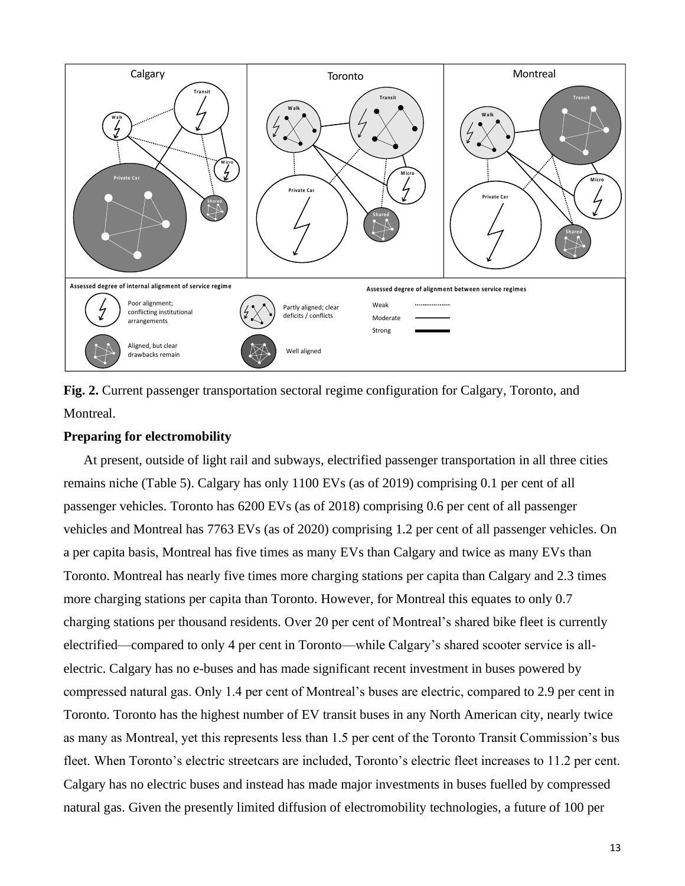**Fig. 2.** Current passenger transportation sectoral regime configuration for Calgary, Toronto, and Montreal.

### Preparing for electromobility

At present, outside of light rail and subways, electrified passenger transportation in all three cities remains niche (Table 5). Calgary has only 1100 EVs (as of 2019) comprising 0.1 per cent of all passenger vehicles. Toronto has 6200 EVs (as of 2018) comprising 0.6 per cent of all passenger vehicles and Montreal has 7763 EVs (as of 2020) comprising 1.2 per cent of all passenger vehicles. On a per capita basis, Montreal has five times as many EVs than Calgary and twice as many EVs than Toronto. Montreal has nearly five times more charging stations per capita than Calgary and 2.3 times more charging stations per capita than Toronto. However, for Montreal this equates to only 0.7 charging stations per thousand residents. Over 20 per cent of Montreal's shared bike fleet is currently electrified—compared to only 4 per cent in Toronto—while Calgary's shared scooter service is all-electric. Calgary has no e-buses and has made significant recent investment in buses powered by compressed natural gas. Only 1.4 per cent of Montreal's buses are electric, compared to 2.9 per cent in Toronto. Toronto has the highest number of EV transit buses in any North American city, nearly twice as many as Montreal, yet this represents less than 1.5 per cent of the Toronto Transit Commission's bus fleet. When Toronto's electric streetcars are included, Toronto's electric fleet increases to 11.2 per cent. Calgary has no electric buses and instead has made major investments in buses fuelled by compressed natural gas. Given the presently limited diffusion of electromobility technologies, a future of 100 per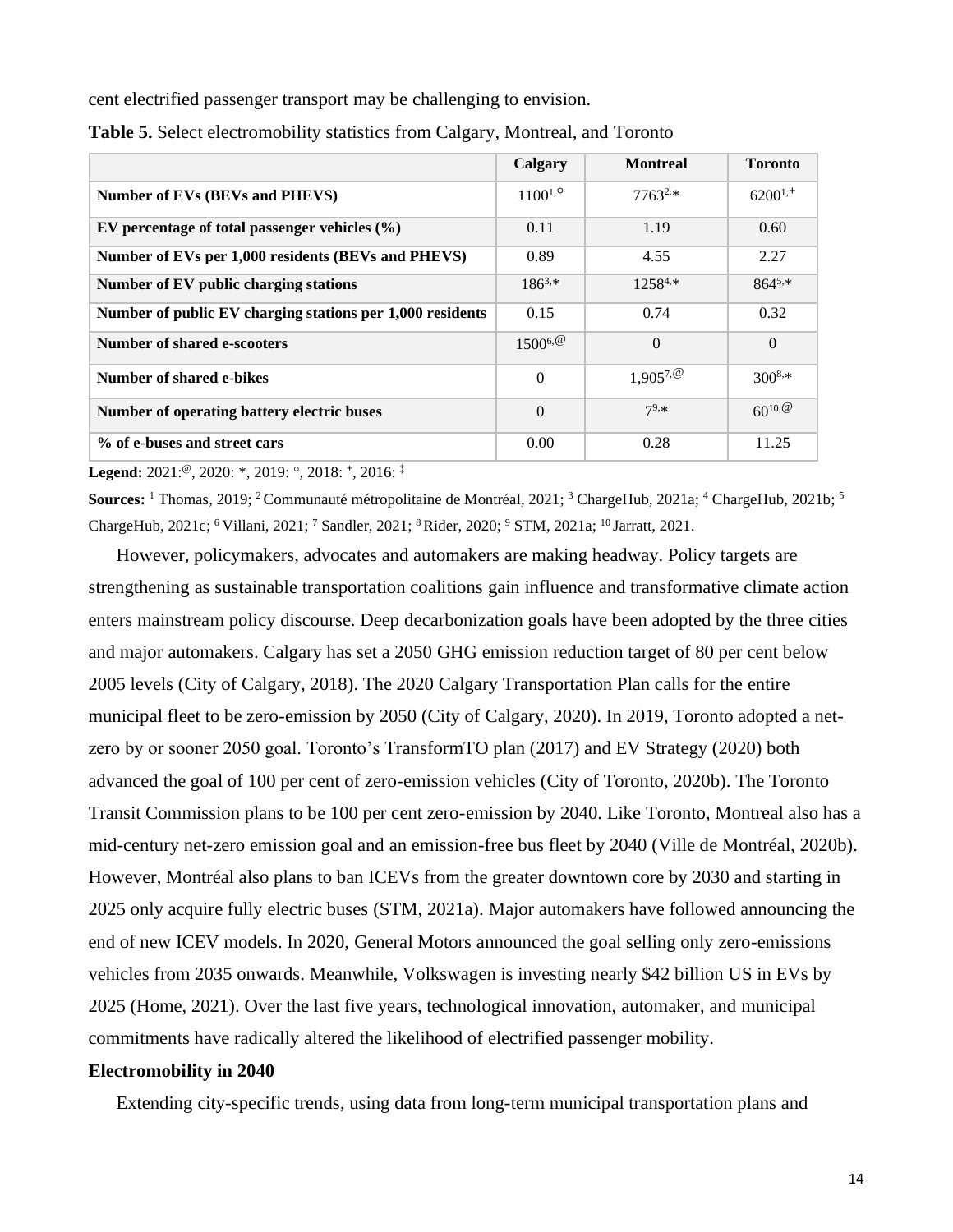cent electrified passenger transport may be challenging to envision.

**Table 5.** Select electromobility statistics from Calgary, Montreal, and Toronto

| | Calgary | Montreal | Toronto |
|---|---|---|---|
| **Number of EVs (BEVs and PHEVS)** | 1100[1,°] | 7763[2,*] | 6200[1,+] |
| **EV percentage of total passenger vehicles (%)** | 0.11 | 1.19 | 0.60 |
| **Number of EVs per 1,000 residents (BEVs and PHEVS)** | 0.89 | 4.55 | 2.27 |
| **Number of EV public charging stations** | 186[3,*] | 1258[4,*] | 864[5,*] |
| **Number of public EV charging stations per 1,000 residents** | 0.15 | 0.74 | 0.32 |
| **Number of shared e-scooters** | 1500[6,@] | 0 | 0 |
| **Number of shared e-bikes** | 0 | 1,905[7,@] | 300[8,*] |
| **Number of operating battery electric buses** | 0 | 7[9,*] | 60[10,@] |
| **% of e-buses and street cars** | 0.00 | 0.28 | 11.25 |

**Legend:** 2021:[@], 2020: *, 2019: °, 2018: [+], 2016: [‡]

**Sources:** [1] Thomas, 2019; [2] Communauté métropolitaine de Montréal, 2021; [3] ChargeHub, 2021a; [4] ChargeHub, 2021b; [5] ChargeHub, 2021c; [6] Villani, 2021; [7] Sandler, 2021; [8] Rider, 2020; [9] STM, 2021a; [10] Jarratt, 2021.

However, policymakers, advocates and automakers are making headway. Policy targets are strengthening as sustainable transportation coalitions gain influence and transformative climate action enters mainstream policy discourse. Deep decarbonization goals have been adopted by the three cities and major automakers. Calgary has set a 2050 GHG emission reduction target of 80 per cent below 2005 levels (City of Calgary, 2018). The 2020 Calgary Transportation Plan calls for the entire municipal fleet to be zero-emission by 2050 (City of Calgary, 2020). In 2019, Toronto adopted a net-zero by or sooner 2050 goal. Toronto's TransformTO plan (2017) and EV Strategy (2020) both advanced the goal of 100 per cent of zero-emission vehicles (City of Toronto, 2020b). The Toronto Transit Commission plans to be 100 per cent zero-emission by 2040. Like Toronto, Montreal also has a mid-century net-zero emission goal and an emission-free bus fleet by 2040 (Ville de Montréal, 2020b). However, Montréal also plans to ban ICEVs from the greater downtown core by 2030 and starting in 2025 only acquire fully electric buses (STM, 2021a). Major automakers have followed announcing the end of new ICEV models. In 2020, General Motors announced the goal selling only zero-emissions vehicles from 2035 onwards. Meanwhile, Volkswagen is investing nearly $42 billion US in EVs by 2025 (Home, 2021). Over the last five years, technological innovation, automaker, and municipal commitments have radically altered the likelihood of electrified passenger mobility.

**Electromobility in 2040**

Extending city-specific trends, using data from long-term municipal transportation plans and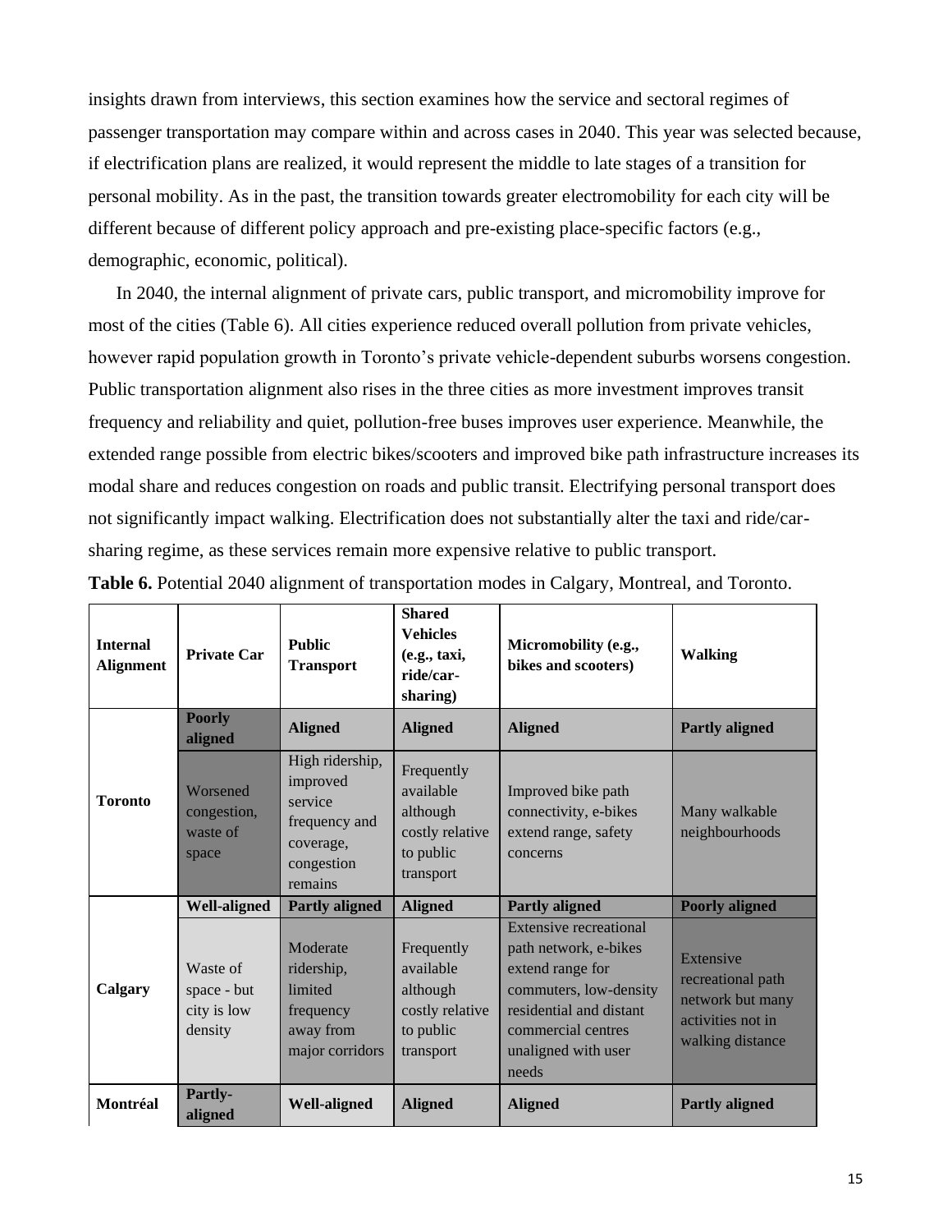insights drawn from interviews, this section examines how the service and sectoral regimes of passenger transportation may compare within and across cases in 2040. This year was selected because, if electrification plans are realized, it would represent the middle to late stages of a transition for personal mobility. As in the past, the transition towards greater electromobility for each city will be different because of different policy approach and pre-existing place-specific factors (e.g., demographic, economic, political).

In 2040, the internal alignment of private cars, public transport, and micromobility improve for most of the cities (Table 6). All cities experience reduced overall pollution from private vehicles, however rapid population growth in Toronto's private vehicle-dependent suburbs worsens congestion. Public transportation alignment also rises in the three cities as more investment improves transit frequency and reliability and quiet, pollution-free buses improves user experience. Meanwhile, the extended range possible from electric bikes/scooters and improved bike path infrastructure increases its modal share and reduces congestion on roads and public transit. Electrifying personal transport does not significantly impact walking. Electrification does not substantially alter the taxi and ride/car-sharing regime, as these services remain more expensive relative to public transport.

**Table 6.** Potential 2040 alignment of transportation modes in Calgary, Montreal, and Toronto.

| Internal Alignment | Private Car | Public Transport | Shared Vehicles (e.g., taxi, ride/car-sharing) | Micromobility (e.g., bikes and scooters) | Walking |
|---|---|---|---|---|---|
| Toronto | **Poorly aligned** | **Aligned** | **Aligned** | **Aligned** | **Partly aligned** |
| | Worsened congestion, waste of space | High ridership, improved service frequency and coverage, congestion remains | Frequently available although costly relative to public transport | Improved bike path connectivity, e-bikes extend range, safety concerns | Many walkable neighbourhoods |
| Calgary | **Well-aligned** | **Partly aligned** | **Aligned** | **Partly aligned** | **Poorly aligned** |
| | Waste of space - but city is low density | Moderate ridership, limited frequency away from major corridors | Frequently available although costly relative to public transport | Extensive recreational path network, e-bikes extend range for commuters, low-density residential and distant commercial centres unaligned with user needs | Extensive recreational path network but many activities not in walking distance |
| Montréal | **Partly-aligned** | **Well-aligned** | **Aligned** | **Aligned** | **Partly aligned** |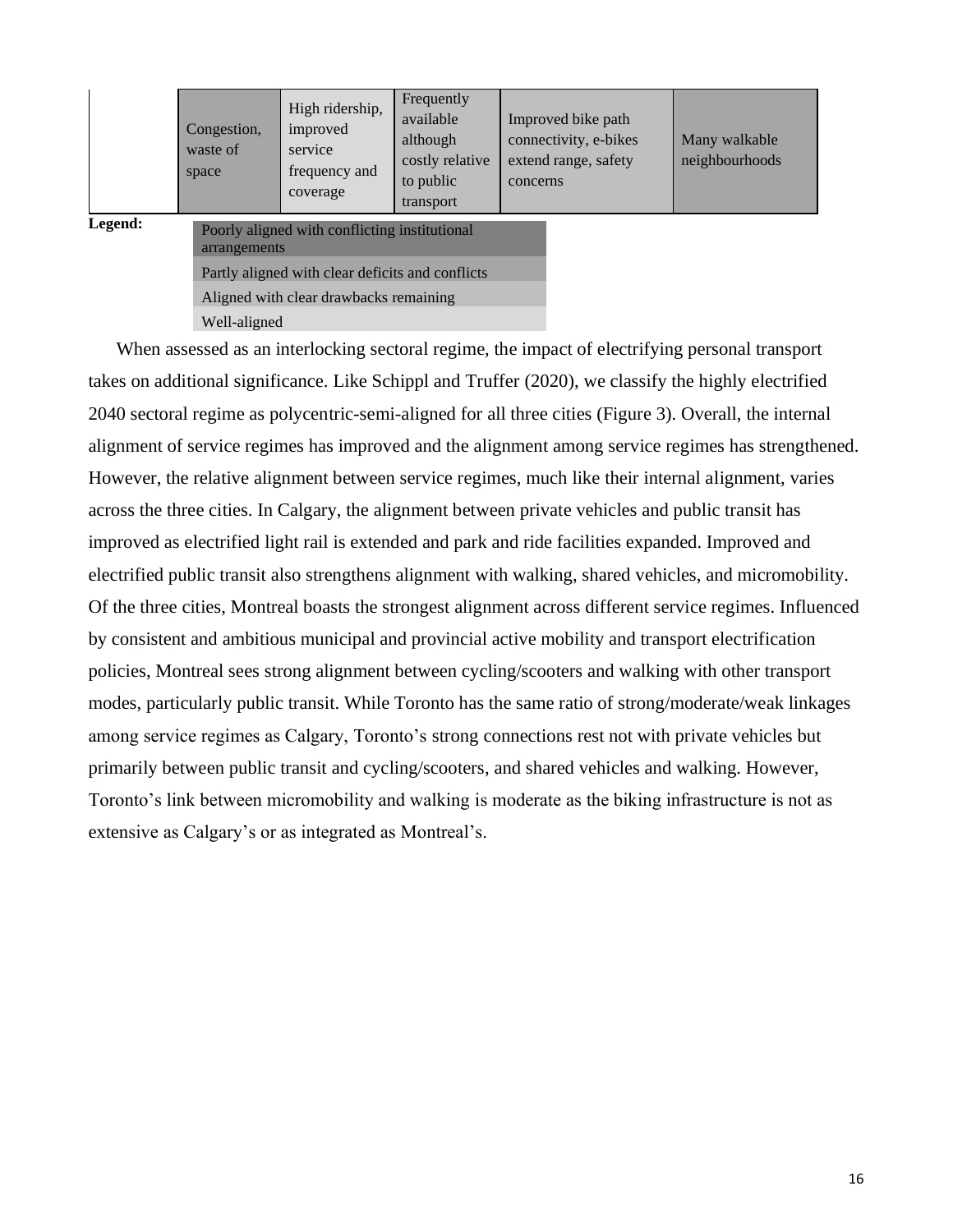| | | | | | |
|---|---|---|---|---|---|
| | Congestion, waste of space | High ridership, improved service frequency and coverage | Frequently available although costly relative to public transport | Improved bike path connectivity, e-bikes extend range, safety concerns | Many walkable neighbourhoods |

**Legend:**

| |
|---|
| Poorly aligned with conflicting institutional arrangements |
| Partly aligned with clear deficits and conflicts |
| Aligned with clear drawbacks remaining |
| Well-aligned |

When assessed as an interlocking sectoral regime, the impact of electrifying personal transport takes on additional significance. Like Schippl and Truffer (2020), we classify the highly electrified 2040 sectoral regime as polycentric-semi-aligned for all three cities (Figure 3). Overall, the internal alignment of service regimes has improved and the alignment among service regimes has strengthened. However, the relative alignment between service regimes, much like their internal alignment, varies across the three cities. In Calgary, the alignment between private vehicles and public transit has improved as electrified light rail is extended and park and ride facilities expanded. Improved and electrified public transit also strengthens alignment with walking, shared vehicles, and micromobility. Of the three cities, Montreal boasts the strongest alignment across different service regimes. Influenced by consistent and ambitious municipal and provincial active mobility and transport electrification policies, Montreal sees strong alignment between cycling/scooters and walking with other transport modes, particularly public transit. While Toronto has the same ratio of strong/moderate/weak linkages among service regimes as Calgary, Toronto's strong connections rest not with private vehicles but primarily between public transit and cycling/scooters, and shared vehicles and walking. However, Toronto's link between micromobility and walking is moderate as the biking infrastructure is not as extensive as Calgary's or as integrated as Montreal's.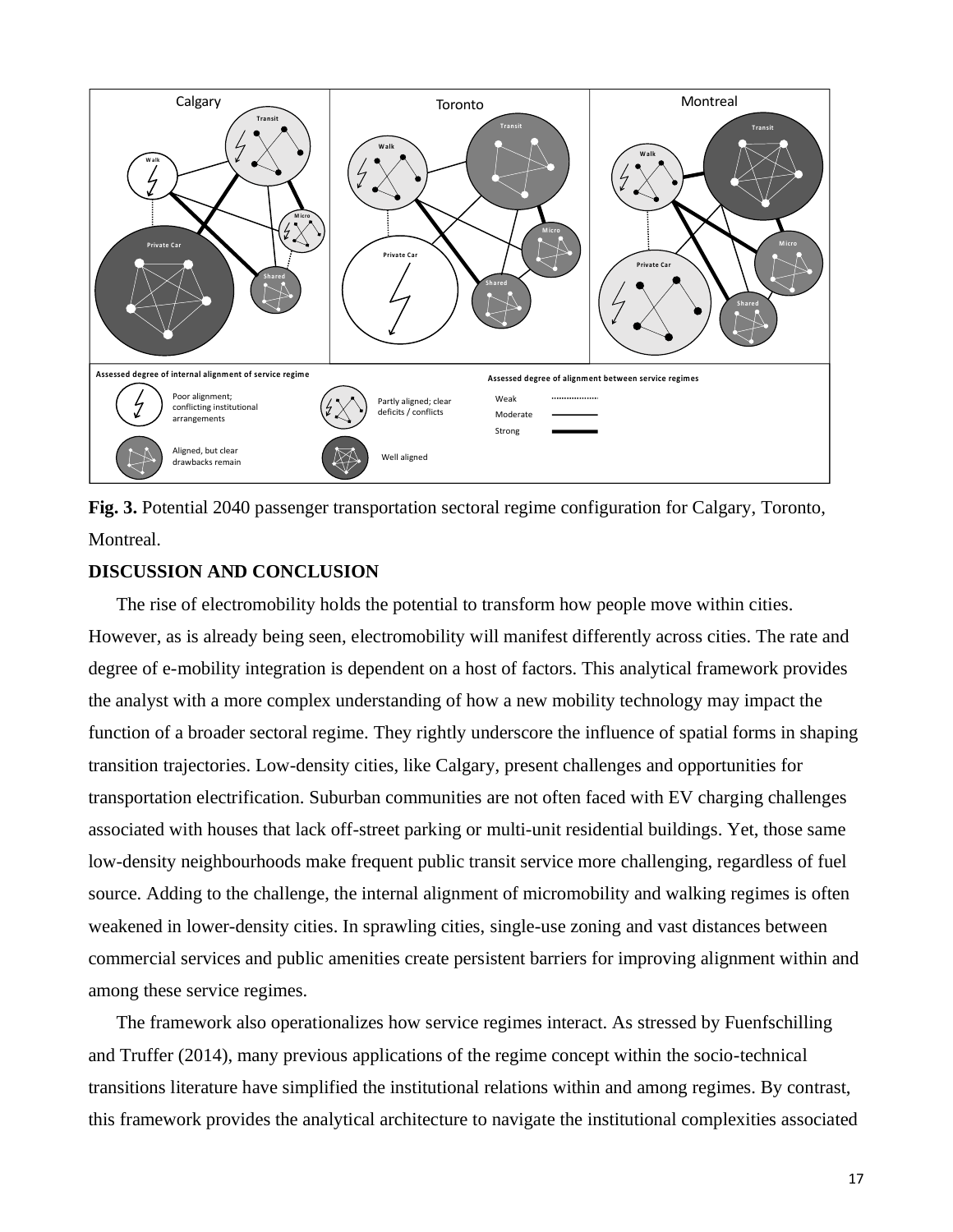**Fig. 3.** Potential 2040 passenger transportation sectoral regime configuration for Calgary, Toronto, Montreal.

**DISCUSSION AND CONCLUSION**

The rise of electromobility holds the potential to transform how people move within cities. However, as is already being seen, electromobility will manifest differently across cities. The rate and degree of e-mobility integration is dependent on a host of factors. This analytical framework provides the analyst with a more complex understanding of how a new mobility technology may impact the function of a broader sectoral regime. They rightly underscore the influence of spatial forms in shaping transition trajectories. Low-density cities, like Calgary, present challenges and opportunities for transportation electrification. Suburban communities are not often faced with EV charging challenges associated with houses that lack off-street parking or multi-unit residential buildings. Yet, those same low-density neighbourhoods make frequent public transit service more challenging, regardless of fuel source. Adding to the challenge, the internal alignment of micromobility and walking regimes is often weakened in lower-density cities. In sprawling cities, single-use zoning and vast distances between commercial services and public amenities create persistent barriers for improving alignment within and among these service regimes.

The framework also operationalizes how service regimes interact. As stressed by Fuenfschilling and Truffer (2014), many previous applications of the regime concept within the socio-technical transitions literature have simplified the institutional relations within and among regimes. By contrast, this framework provides the analytical architecture to navigate the institutional complexities associated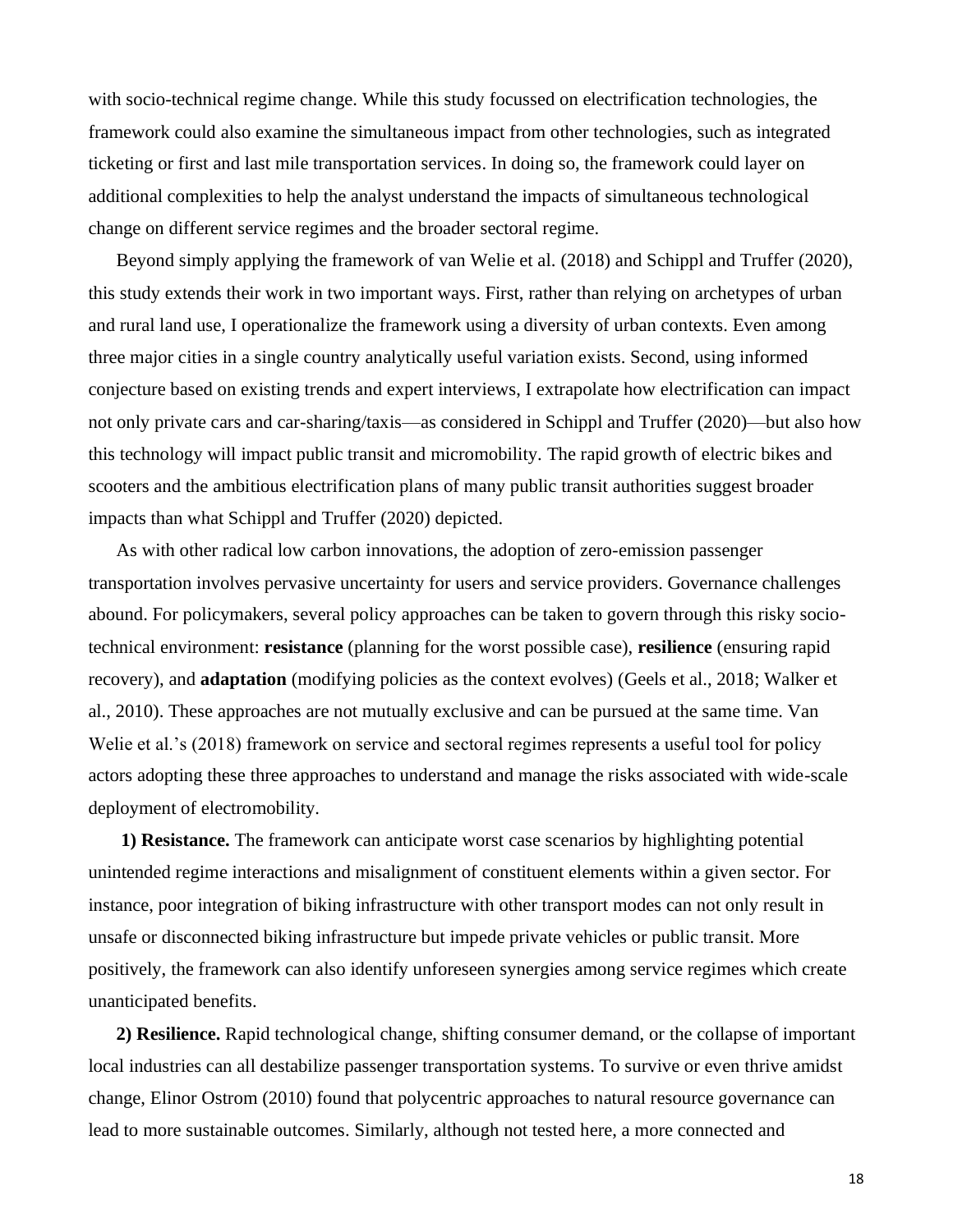with socio-technical regime change. While this study focussed on electrification technologies, the framework could also examine the simultaneous impact from other technologies, such as integrated ticketing or first and last mile transportation services. In doing so, the framework could layer on additional complexities to help the analyst understand the impacts of simultaneous technological change on different service regimes and the broader sectoral regime.

Beyond simply applying the framework of van Welie et al. (2018) and Schippl and Truffer (2020), this study extends their work in two important ways. First, rather than relying on archetypes of urban and rural land use, I operationalize the framework using a diversity of urban contexts. Even among three major cities in a single country analytically useful variation exists. Second, using informed conjecture based on existing trends and expert interviews, I extrapolate how electrification can impact not only private cars and car-sharing/taxis—as considered in Schippl and Truffer (2020)—but also how this technology will impact public transit and micromobility. The rapid growth of electric bikes and scooters and the ambitious electrification plans of many public transit authorities suggest broader impacts than what Schippl and Truffer (2020) depicted.

As with other radical low carbon innovations, the adoption of zero-emission passenger transportation involves pervasive uncertainty for users and service providers. Governance challenges abound. For policymakers, several policy approaches can be taken to govern through this risky socio-technical environment: **resistance** (planning for the worst possible case), **resilience** (ensuring rapid recovery), and **adaptation** (modifying policies as the context evolves) (Geels et al., 2018; Walker et al., 2010). These approaches are not mutually exclusive and can be pursued at the same time. Van Welie et al.'s (2018) framework on service and sectoral regimes represents a useful tool for policy actors adopting these three approaches to understand and manage the risks associated with wide-scale deployment of electromobility.

**1) Resistance.** The framework can anticipate worst case scenarios by highlighting potential unintended regime interactions and misalignment of constituent elements within a given sector. For instance, poor integration of biking infrastructure with other transport modes can not only result in unsafe or disconnected biking infrastructure but impede private vehicles or public transit. More positively, the framework can also identify unforeseen synergies among service regimes which create unanticipated benefits.

**2) Resilience.** Rapid technological change, shifting consumer demand, or the collapse of important local industries can all destabilize passenger transportation systems. To survive or even thrive amidst change, Elinor Ostrom (2010) found that polycentric approaches to natural resource governance can lead to more sustainable outcomes. Similarly, although not tested here, a more connected and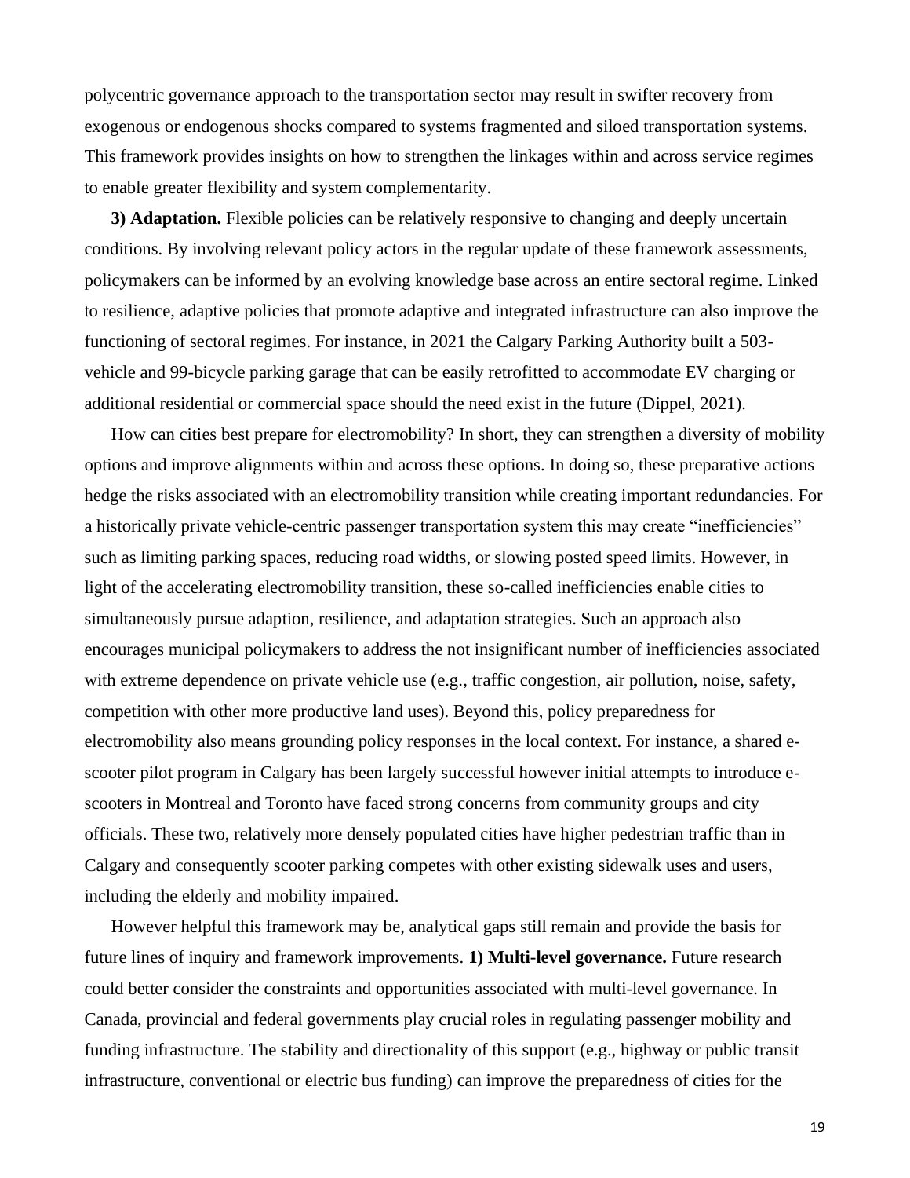polycentric governance approach to the transportation sector may result in swifter recovery from exogenous or endogenous shocks compared to systems fragmented and siloed transportation systems. This framework provides insights on how to strengthen the linkages within and across service regimes to enable greater flexibility and system complementarity.

**3) Adaptation.** Flexible policies can be relatively responsive to changing and deeply uncertain conditions. By involving relevant policy actors in the regular update of these framework assessments, policymakers can be informed by an evolving knowledge base across an entire sectoral regime. Linked to resilience, adaptive policies that promote adaptive and integrated infrastructure can also improve the functioning of sectoral regimes. For instance, in 2021 the Calgary Parking Authority built a 503-vehicle and 99-bicycle parking garage that can be easily retrofitted to accommodate EV charging or additional residential or commercial space should the need exist in the future (Dippel, 2021).

How can cities best prepare for electromobility? In short, they can strengthen a diversity of mobility options and improve alignments within and across these options. In doing so, these preparative actions hedge the risks associated with an electromobility transition while creating important redundancies. For a historically private vehicle-centric passenger transportation system this may create "inefficiencies" such as limiting parking spaces, reducing road widths, or slowing posted speed limits. However, in light of the accelerating electromobility transition, these so-called inefficiencies enable cities to simultaneously pursue adaption, resilience, and adaptation strategies. Such an approach also encourages municipal policymakers to address the not insignificant number of inefficiencies associated with extreme dependence on private vehicle use (e.g., traffic congestion, air pollution, noise, safety, competition with other more productive land uses). Beyond this, policy preparedness for electromobility also means grounding policy responses in the local context. For instance, a shared e-scooter pilot program in Calgary has been largely successful however initial attempts to introduce e-scooters in Montreal and Toronto have faced strong concerns from community groups and city officials. These two, relatively more densely populated cities have higher pedestrian traffic than in Calgary and consequently scooter parking competes with other existing sidewalk uses and users, including the elderly and mobility impaired.

However helpful this framework may be, analytical gaps still remain and provide the basis for future lines of inquiry and framework improvements. **1) Multi-level governance.** Future research could better consider the constraints and opportunities associated with multi-level governance. In Canada, provincial and federal governments play crucial roles in regulating passenger mobility and funding infrastructure. The stability and directionality of this support (e.g., highway or public transit infrastructure, conventional or electric bus funding) can improve the preparedness of cities for the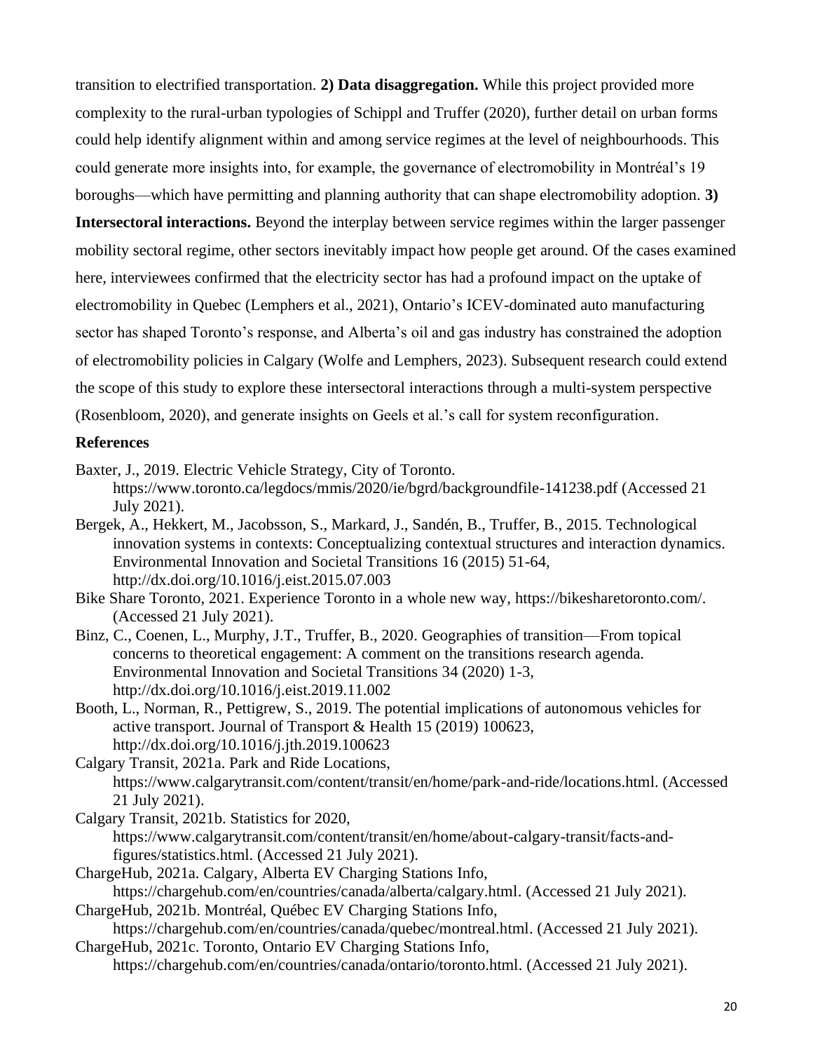transition to electrified transportation. **2) Data disaggregation.** While this project provided more complexity to the rural-urban typologies of Schippl and Truffer (2020), further detail on urban forms could help identify alignment within and among service regimes at the level of neighbourhoods. This could generate more insights into, for example, the governance of electromobility in Montréal's 19 boroughs—which have permitting and planning authority that can shape electromobility adoption. **3) Intersectoral interactions.** Beyond the interplay between service regimes within the larger passenger mobility sectoral regime, other sectors inevitably impact how people get around. Of the cases examined here, interviewees confirmed that the electricity sector has had a profound impact on the uptake of electromobility in Quebec (Lemphers et al., 2021), Ontario's ICEV-dominated auto manufacturing sector has shaped Toronto's response, and Alberta's oil and gas industry has constrained the adoption of electromobility policies in Calgary (Wolfe and Lemphers, 2023). Subsequent research could extend the scope of this study to explore these intersectoral interactions through a multi-system perspective (Rosenbloom, 2020), and generate insights on Geels et al.'s call for system reconfiguration.

### References

Baxter, J., 2019. Electric Vehicle Strategy, City of Toronto. https://www.toronto.ca/legdocs/mmis/2020/ie/bgrd/backgroundfile-141238.pdf (Accessed 21 July 2021).

Bergek, A., Hekkert, M., Jacobsson, S., Markard, J., Sandén, B., Truffer, B., 2015. Technological innovation systems in contexts: Conceptualizing contextual structures and interaction dynamics. Environmental Innovation and Societal Transitions 16 (2015) 51-64, http://dx.doi.org/10.1016/j.eist.2015.07.003

Bike Share Toronto, 2021. Experience Toronto in a whole new way, https://bikesharetoronto.com/. (Accessed 21 July 2021).

Binz, C., Coenen, L., Murphy, J.T., Truffer, B., 2020. Geographies of transition—From topical concerns to theoretical engagement: A comment on the transitions research agenda. Environmental Innovation and Societal Transitions 34 (2020) 1-3, http://dx.doi.org/10.1016/j.eist.2019.11.002

Booth, L., Norman, R., Pettigrew, S., 2019. The potential implications of autonomous vehicles for active transport. Journal of Transport & Health 15 (2019) 100623, http://dx.doi.org/10.1016/j.jth.2019.100623

Calgary Transit, 2021a. Park and Ride Locations, https://www.calgarytransit.com/content/transit/en/home/park-and-ride/locations.html. (Accessed 21 July 2021).

Calgary Transit, 2021b. Statistics for 2020, https://www.calgarytransit.com/content/transit/en/home/about-calgary-transit/facts-and-figures/statistics.html. (Accessed 21 July 2021).

ChargeHub, 2021a. Calgary, Alberta EV Charging Stations Info, https://chargehub.com/en/countries/canada/alberta/calgary.html. (Accessed 21 July 2021).

ChargeHub, 2021b. Montréal, Québec EV Charging Stations Info, https://chargehub.com/en/countries/canada/quebec/montreal.html. (Accessed 21 July 2021).

ChargeHub, 2021c. Toronto, Ontario EV Charging Stations Info, https://chargehub.com/en/countries/canada/ontario/toronto.html. (Accessed 21 July 2021).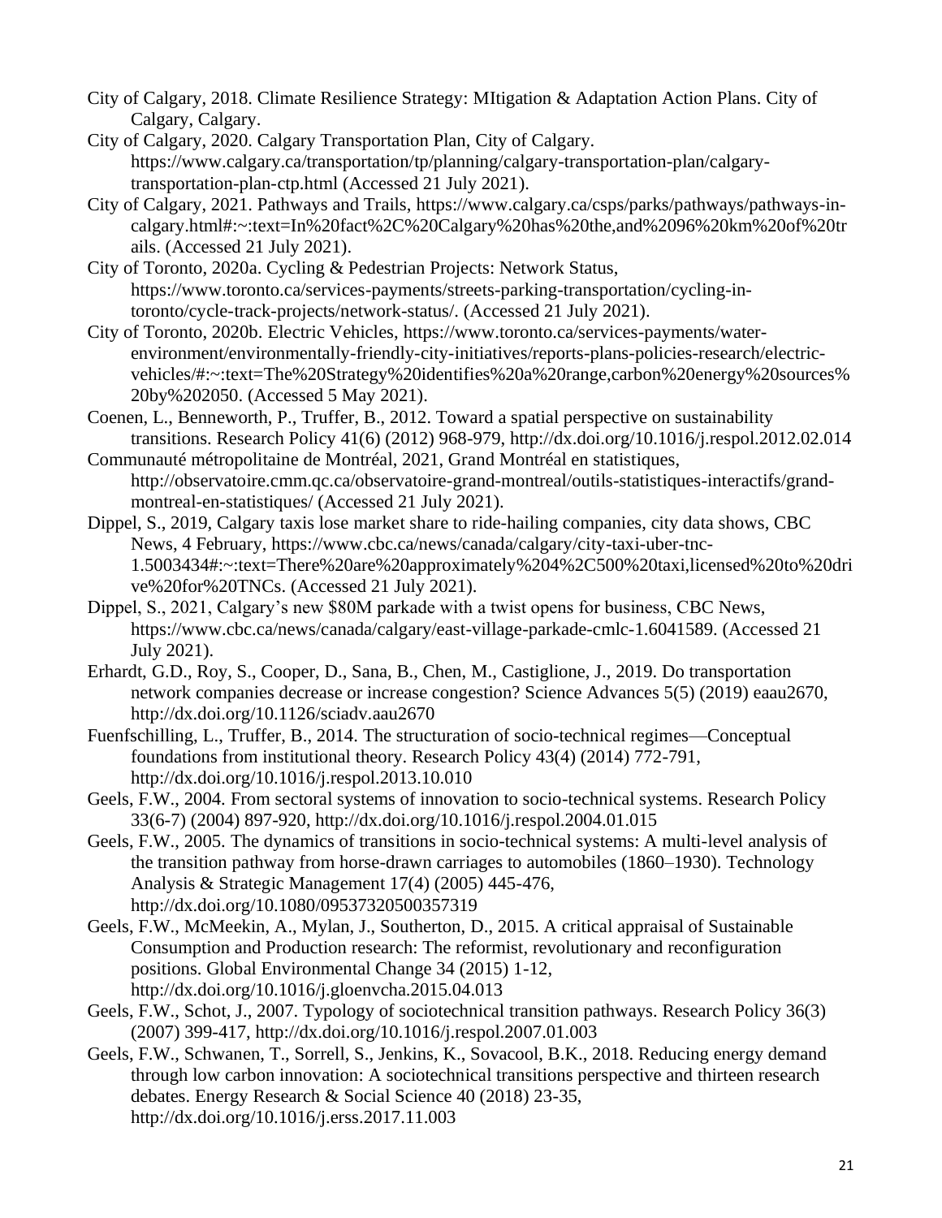City of Calgary, 2018. Climate Resilience Strategy: MItigation & Adaptation Action Plans. City of Calgary, Calgary.

City of Calgary, 2020. Calgary Transportation Plan, City of Calgary. https://www.calgary.ca/transportation/tp/planning/calgary-transportation-plan/calgary-transportation-plan-ctp.html (Accessed 21 July 2021).

City of Calgary, 2021. Pathways and Trails, https://www.calgary.ca/csps/parks/pathways/pathways-in-calgary.html#:~:text=In%20fact%2C%20Calgary%20has%20the,and%2096%20km%20of%20trails. (Accessed 21 July 2021).

City of Toronto, 2020a. Cycling & Pedestrian Projects: Network Status, https://www.toronto.ca/services-payments/streets-parking-transportation/cycling-in-toronto/cycle-track-projects/network-status/. (Accessed 21 July 2021).

City of Toronto, 2020b. Electric Vehicles, https://www.toronto.ca/services-payments/water-environment/environmentally-friendly-city-initiatives/reports-plans-policies-research/electric-vehicles/#:~:text=The%20Strategy%20identifies%20a%20range,carbon%20energy%20sources%20by%202050. (Accessed 5 May 2021).

Coenen, L., Benneworth, P., Truffer, B., 2012. Toward a spatial perspective on sustainability transitions. Research Policy 41(6) (2012) 968-979, http://dx.doi.org/10.1016/j.respol.2012.02.014

Communauté métropolitaine de Montréal, 2021, Grand Montréal en statistiques, http://observatoire.cmm.qc.ca/observatoire-grand-montreal/outils-statistiques-interactifs/grand-montreal-en-statistiques/ (Accessed 21 July 2021).

Dippel, S., 2019, Calgary taxis lose market share to ride-hailing companies, city data shows, CBC News, 4 February, https://www.cbc.ca/news/canada/calgary/city-taxi-uber-tnc-1.5003434#:~:text=There%20are%20approximately%204%2C500%20taxi,licensed%20to%20drive%20for%20TNCs. (Accessed 21 July 2021).

Dippel, S., 2021, Calgary's new $80M parkade with a twist opens for business, CBC News, https://www.cbc.ca/news/canada/calgary/east-village-parkade-cmlc-1.6041589. (Accessed 21 July 2021).

Erhardt, G.D., Roy, S., Cooper, D., Sana, B., Chen, M., Castiglione, J., 2019. Do transportation network companies decrease or increase congestion? Science Advances 5(5) (2019) eaau2670, http://dx.doi.org/10.1126/sciadv.aau2670

Fuenfschilling, L., Truffer, B., 2014. The structuration of socio-technical regimes—Conceptual foundations from institutional theory. Research Policy 43(4) (2014) 772-791, http://dx.doi.org/10.1016/j.respol.2013.10.010

Geels, F.W., 2004. From sectoral systems of innovation to socio-technical systems. Research Policy 33(6-7) (2004) 897-920, http://dx.doi.org/10.1016/j.respol.2004.01.015

Geels, F.W., 2005. The dynamics of transitions in socio-technical systems: A multi-level analysis of the transition pathway from horse-drawn carriages to automobiles (1860–1930). Technology Analysis & Strategic Management 17(4) (2005) 445-476, http://dx.doi.org/10.1080/09537320500357319

Geels, F.W., McMeekin, A., Mylan, J., Southerton, D., 2015. A critical appraisal of Sustainable Consumption and Production research: The reformist, revolutionary and reconfiguration positions. Global Environmental Change 34 (2015) 1-12, http://dx.doi.org/10.1016/j.gloenvcha.2015.04.013

Geels, F.W., Schot, J., 2007. Typology of sociotechnical transition pathways. Research Policy 36(3) (2007) 399-417, http://dx.doi.org/10.1016/j.respol.2007.01.003

Geels, F.W., Schwanen, T., Sorrell, S., Jenkins, K., Sovacool, B.K., 2018. Reducing energy demand through low carbon innovation: A sociotechnical transitions perspective and thirteen research debates. Energy Research & Social Science 40 (2018) 23-35, http://dx.doi.org/10.1016/j.erss.2017.11.003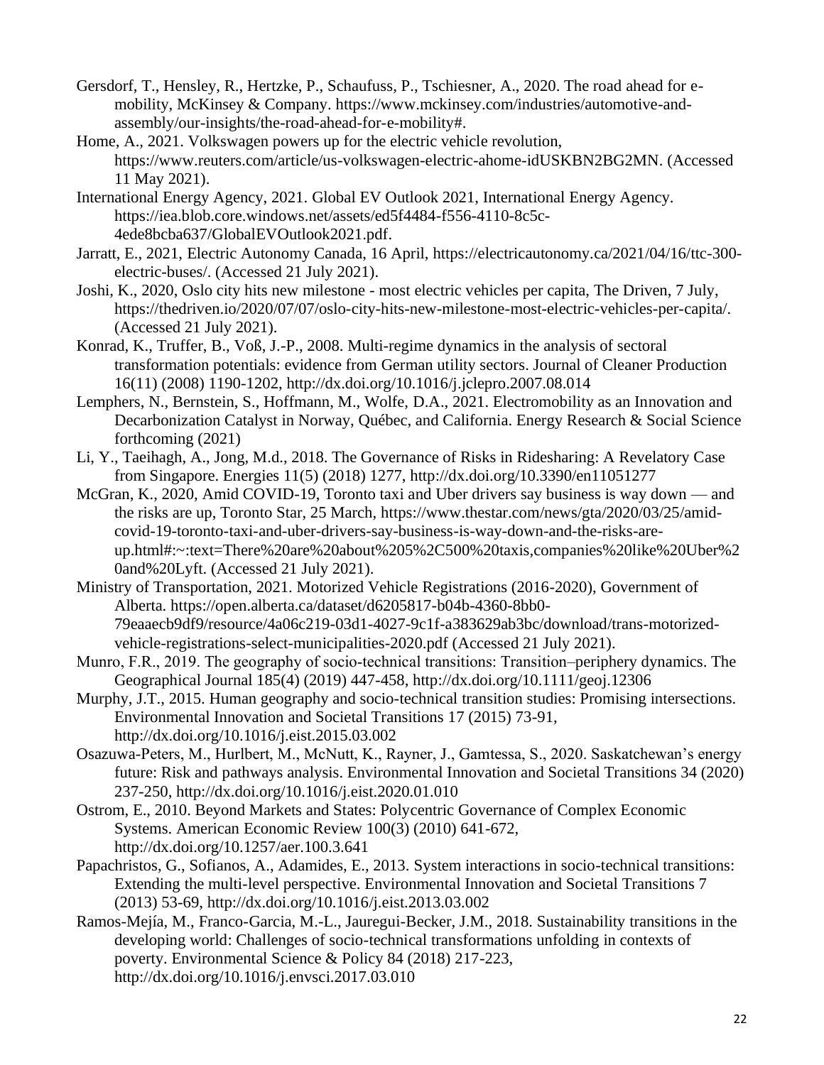Gersdorf, T., Hensley, R., Hertzke, P., Schaufuss, P., Tschiesner, A., 2020. The road ahead for e-mobility, McKinsey & Company. https://www.mckinsey.com/industries/automotive-and-assembly/our-insights/the-road-ahead-for-e-mobility#.

Home, A., 2021. Volkswagen powers up for the electric vehicle revolution, https://www.reuters.com/article/us-volkswagen-electric-ahome-idUSKBN2BG2MN. (Accessed 11 May 2021).

International Energy Agency, 2021. Global EV Outlook 2021, International Energy Agency. https://iea.blob.core.windows.net/assets/ed5f4484-f556-4110-8c5c-4ede8bcba637/GlobalEVOutlook2021.pdf.

Jarratt, E., 2021, Electric Autonomy Canada, 16 April, https://electricautonomy.ca/2021/04/16/ttc-300-electric-buses/. (Accessed 21 July 2021).

Joshi, K., 2020, Oslo city hits new milestone - most electric vehicles per capita, The Driven, 7 July, https://thedriven.io/2020/07/07/oslo-city-hits-new-milestone-most-electric-vehicles-per-capita/. (Accessed 21 July 2021).

Konrad, K., Truffer, B., Voß, J.-P., 2008. Multi-regime dynamics in the analysis of sectoral transformation potentials: evidence from German utility sectors. Journal of Cleaner Production 16(11) (2008) 1190-1202, http://dx.doi.org/10.1016/j.jclepro.2007.08.014

Lemphers, N., Bernstein, S., Hoffmann, M., Wolfe, D.A., 2021. Electromobility as an Innovation and Decarbonization Catalyst in Norway, Québec, and California. Energy Research & Social Science forthcoming (2021)

Li, Y., Taeihagh, A., Jong, M.d., 2018. The Governance of Risks in Ridesharing: A Revelatory Case from Singapore. Energies 11(5) (2018) 1277, http://dx.doi.org/10.3390/en11051277

McGran, K., 2020, Amid COVID-19, Toronto taxi and Uber drivers say business is way down — and the risks are up, Toronto Star, 25 March, https://www.thestar.com/news/gta/2020/03/25/amid-covid-19-toronto-taxi-and-uber-drivers-say-business-is-way-down-and-the-risks-are-up.html#:~:text=There%20are%20about%205%2C500%20taxis,companies%20like%20Uber%20and%20Lyft. (Accessed 21 July 2021).

Ministry of Transportation, 2021. Motorized Vehicle Registrations (2016-2020), Government of Alberta. https://open.alberta.ca/dataset/d6205817-b04b-4360-8bb0-79eaaecb9df9/resource/4a06c219-03d1-4027-9c1f-a383629ab3bc/download/trans-motorized-vehicle-registrations-select-municipalities-2020.pdf (Accessed 21 July 2021).

Munro, F.R., 2019. The geography of socio-technical transitions: Transition–periphery dynamics. The Geographical Journal 185(4) (2019) 447-458, http://dx.doi.org/10.1111/geoj.12306

Murphy, J.T., 2015. Human geography and socio-technical transition studies: Promising intersections. Environmental Innovation and Societal Transitions 17 (2015) 73-91, http://dx.doi.org/10.1016/j.eist.2015.03.002

Osazuwa-Peters, M., Hurlbert, M., McNutt, K., Rayner, J., Gamtessa, S., 2020. Saskatchewan's energy future: Risk and pathways analysis. Environmental Innovation and Societal Transitions 34 (2020) 237-250, http://dx.doi.org/10.1016/j.eist.2020.01.010

Ostrom, E., 2010. Beyond Markets and States: Polycentric Governance of Complex Economic Systems. American Economic Review 100(3) (2010) 641-672, http://dx.doi.org/10.1257/aer.100.3.641

Papachristos, G., Sofianos, A., Adamides, E., 2013. System interactions in socio-technical transitions: Extending the multi-level perspective. Environmental Innovation and Societal Transitions 7 (2013) 53-69, http://dx.doi.org/10.1016/j.eist.2013.03.002

Ramos-Mejía, M., Franco-Garcia, M.-L., Jauregui-Becker, J.M., 2018. Sustainability transitions in the developing world: Challenges of socio-technical transformations unfolding in contexts of poverty. Environmental Science & Policy 84 (2018) 217-223, http://dx.doi.org/10.1016/j.envsci.2017.03.010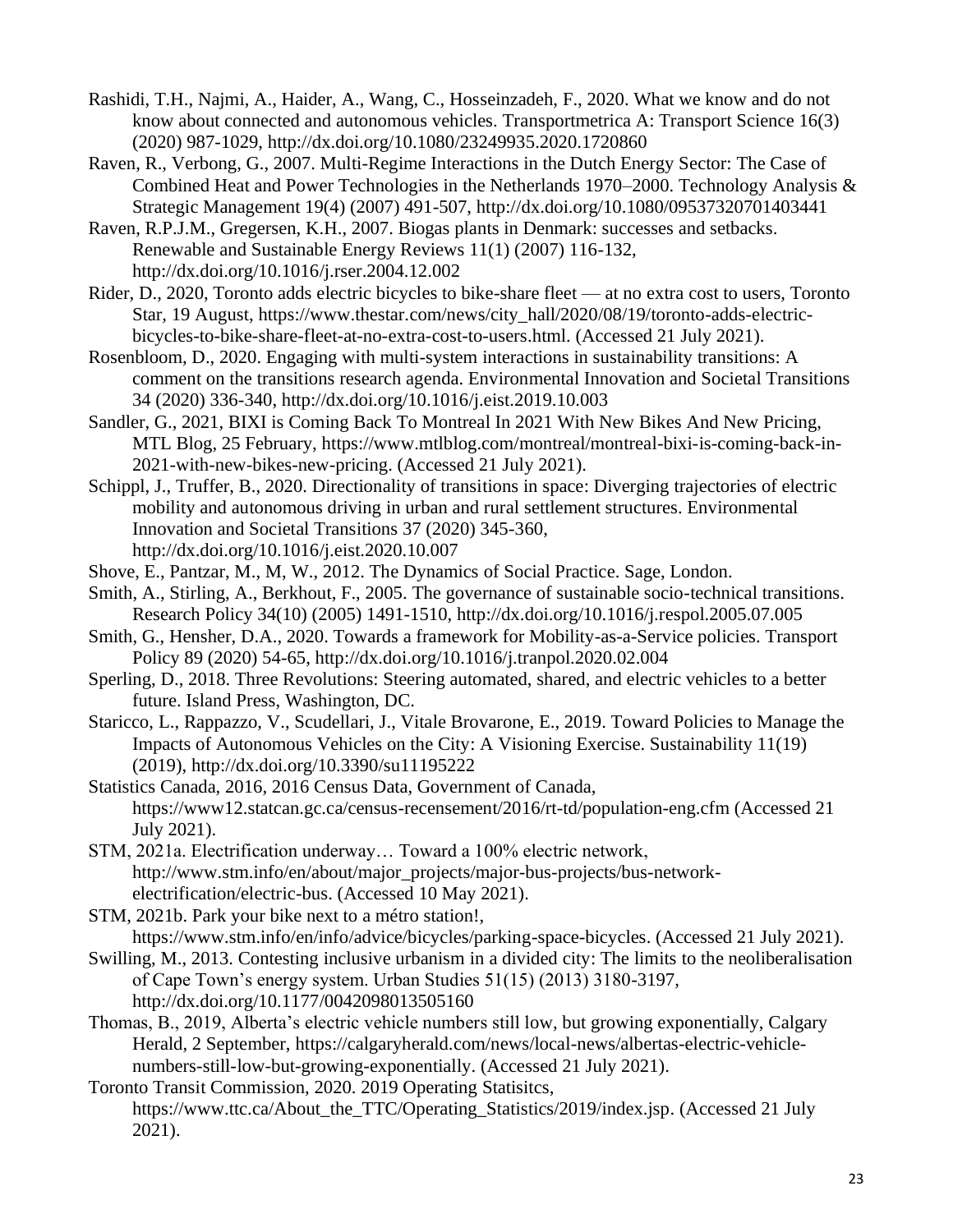Rashidi, T.H., Najmi, A., Haider, A., Wang, C., Hosseinzadeh, F., 2020. What we know and do not know about connected and autonomous vehicles. Transportmetrica A: Transport Science 16(3) (2020) 987-1029, http://dx.doi.org/10.1080/23249935.2020.1720860

Raven, R., Verbong, G., 2007. Multi-Regime Interactions in the Dutch Energy Sector: The Case of Combined Heat and Power Technologies in the Netherlands 1970–2000. Technology Analysis & Strategic Management 19(4) (2007) 491-507, http://dx.doi.org/10.1080/09537320701403441

Raven, R.P.J.M., Gregersen, K.H., 2007. Biogas plants in Denmark: successes and setbacks. Renewable and Sustainable Energy Reviews 11(1) (2007) 116-132, http://dx.doi.org/10.1016/j.rser.2004.12.002

Rider, D., 2020, Toronto adds electric bicycles to bike-share fleet — at no extra cost to users, Toronto Star, 19 August, https://www.thestar.com/news/city_hall/2020/08/19/toronto-adds-electric-bicycles-to-bike-share-fleet-at-no-extra-cost-to-users.html. (Accessed 21 July 2021).

Rosenbloom, D., 2020. Engaging with multi-system interactions in sustainability transitions: A comment on the transitions research agenda. Environmental Innovation and Societal Transitions 34 (2020) 336-340, http://dx.doi.org/10.1016/j.eist.2019.10.003

Sandler, G., 2021, BIXI is Coming Back To Montreal In 2021 With New Bikes And New Pricing, MTL Blog, 25 February, https://www.mtlblog.com/montreal/montreal-bixi-is-coming-back-in-2021-with-new-bikes-new-pricing. (Accessed 21 July 2021).

Schippl, J., Truffer, B., 2020. Directionality of transitions in space: Diverging trajectories of electric mobility and autonomous driving in urban and rural settlement structures. Environmental Innovation and Societal Transitions 37 (2020) 345-360, http://dx.doi.org/10.1016/j.eist.2020.10.007

Shove, E., Pantzar, M., M, W., 2012. The Dynamics of Social Practice. Sage, London.

Smith, A., Stirling, A., Berkhout, F., 2005. The governance of sustainable socio-technical transitions. Research Policy 34(10) (2005) 1491-1510, http://dx.doi.org/10.1016/j.respol.2005.07.005

Smith, G., Hensher, D.A., 2020. Towards a framework for Mobility-as-a-Service policies. Transport Policy 89 (2020) 54-65, http://dx.doi.org/10.1016/j.tranpol.2020.02.004

Sperling, D., 2018. Three Revolutions: Steering automated, shared, and electric vehicles to a better future. Island Press, Washington, DC.

Staricco, L., Rappazzo, V., Scudellari, J., Vitale Brovarone, E., 2019. Toward Policies to Manage the Impacts of Autonomous Vehicles on the City: A Visioning Exercise. Sustainability 11(19) (2019), http://dx.doi.org/10.3390/su11195222

Statistics Canada, 2016, 2016 Census Data, Government of Canada, https://www12.statcan.gc.ca/census-recensement/2016/rt-td/population-eng.cfm (Accessed 21 July 2021).

STM, 2021a. Electrification underway… Toward a 100% electric network, http://www.stm.info/en/about/major_projects/major-bus-projects/bus-network-electrification/electric-bus. (Accessed 10 May 2021).

STM, 2021b. Park your bike next to a métro station!, https://www.stm.info/en/info/advice/bicycles/parking-space-bicycles. (Accessed 21 July 2021).

Swilling, M., 2013. Contesting inclusive urbanism in a divided city: The limits to the neoliberalisation of Cape Town's energy system. Urban Studies 51(15) (2013) 3180-3197, http://dx.doi.org/10.1177/0042098013505160

Thomas, B., 2019, Alberta's electric vehicle numbers still low, but growing exponentially, Calgary Herald, 2 September, https://calgaryherald.com/news/local-news/albertas-electric-vehicle-numbers-still-low-but-growing-exponentially. (Accessed 21 July 2021).

Toronto Transit Commission, 2020. 2019 Operating Statisitcs, https://www.ttc.ca/About_the_TTC/Operating_Statistics/2019/index.jsp. (Accessed 21 July 2021).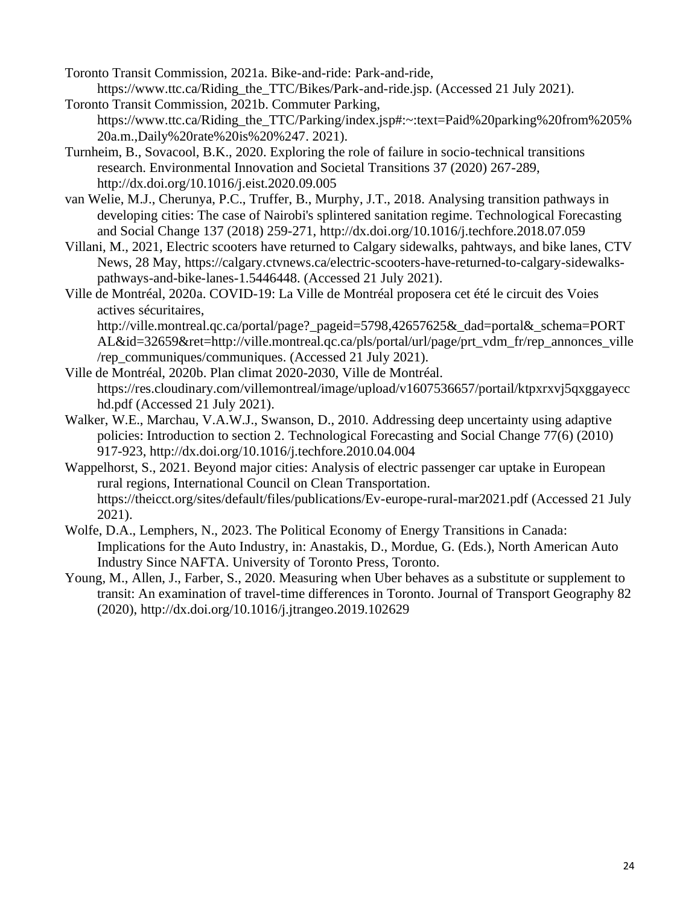Toronto Transit Commission, 2021a. Bike-and-ride: Park-and-ride, https://www.ttc.ca/Riding_the_TTC/Bikes/Park-and-ride.jsp. (Accessed 21 July 2021).

Toronto Transit Commission, 2021b. Commuter Parking, https://www.ttc.ca/Riding_the_TTC/Parking/index.jsp#:~:text=Paid%20parking%20from%205%20a.m.,Daily%20rate%20is%20%247. 2021).

Turnheim, B., Sovacool, B.K., 2020. Exploring the role of failure in socio-technical transitions research. Environmental Innovation and Societal Transitions 37 (2020) 267-289, http://dx.doi.org/10.1016/j.eist.2020.09.005

van Welie, M.J., Cherunya, P.C., Truffer, B., Murphy, J.T., 2018. Analysing transition pathways in developing cities: The case of Nairobi's splintered sanitation regime. Technological Forecasting and Social Change 137 (2018) 259-271, http://dx.doi.org/10.1016/j.techfore.2018.07.059

Villani, M., 2021, Electric scooters have returned to Calgary sidewalks, pahtways, and bike lanes, CTV News, 28 May, https://calgary.ctvnews.ca/electric-scooters-have-returned-to-calgary-sidewalks-pathways-and-bike-lanes-1.5446448. (Accessed 21 July 2021).

Ville de Montréal, 2020a. COVID-19: La Ville de Montréal proposera cet été le circuit des Voies actives sécuritaires, http://ville.montreal.qc.ca/portal/page?_pageid=5798,42657625&_dad=portal&_schema=PORTAL&id=32659&ret=http://ville.montreal.qc.ca/pls/portal/url/page/prt_vdm_fr/rep_annonces_ville/rep_communiques/communiques. (Accessed 21 July 2021).

Ville de Montréal, 2020b. Plan climat 2020-2030, Ville de Montréal. https://res.cloudinary.com/villemontreal/image/upload/v1607536657/portail/ktpxrxvj5qxggayecchd.pdf (Accessed 21 July 2021).

Walker, W.E., Marchau, V.A.W.J., Swanson, D., 2010. Addressing deep uncertainty using adaptive policies: Introduction to section 2. Technological Forecasting and Social Change 77(6) (2010) 917-923, http://dx.doi.org/10.1016/j.techfore.2010.04.004

Wappelhorst, S., 2021. Beyond major cities: Analysis of electric passenger car uptake in European rural regions, International Council on Clean Transportation. https://theicct.org/sites/default/files/publications/Ev-europe-rural-mar2021.pdf (Accessed 21 July 2021).

Wolfe, D.A., Lemphers, N., 2023. The Political Economy of Energy Transitions in Canada: Implications for the Auto Industry, in: Anastakis, D., Mordue, G. (Eds.), North American Auto Industry Since NAFTA. University of Toronto Press, Toronto.

Young, M., Allen, J., Farber, S., 2020. Measuring when Uber behaves as a substitute or supplement to transit: An examination of travel-time differences in Toronto. Journal of Transport Geography 82 (2020), http://dx.doi.org/10.1016/j.jtrangeo.2019.102629